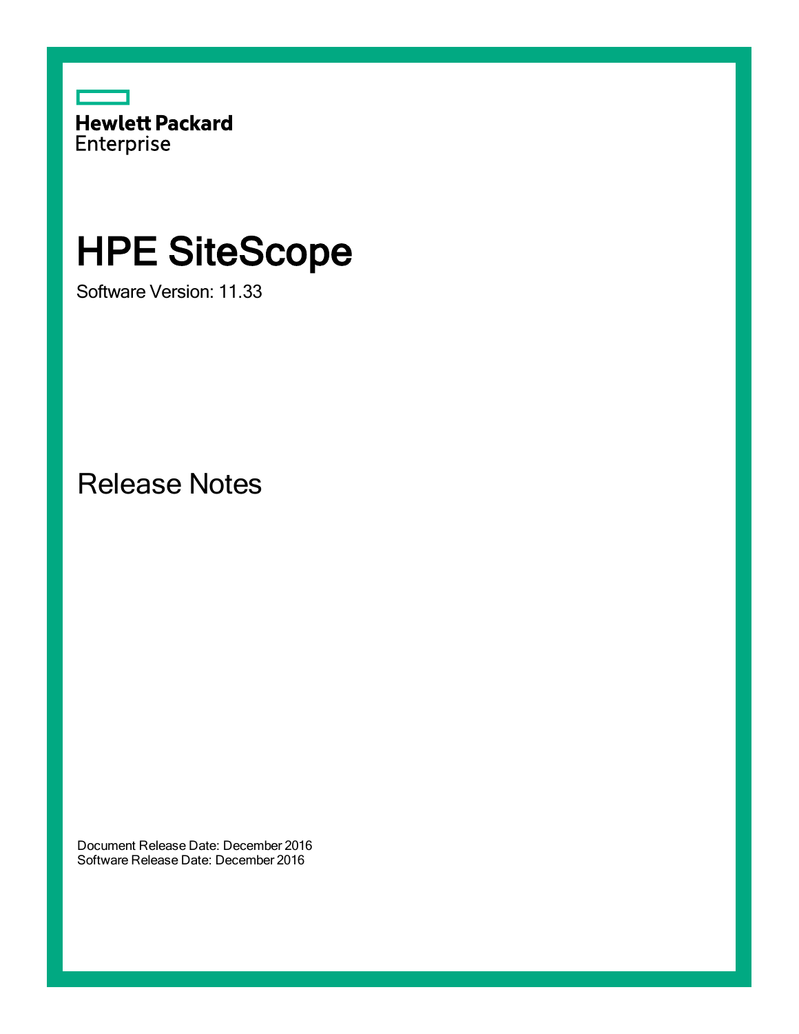Hewlett Packard Enterprise

# HPE SiteScope

Software Version: 11.33

## Release Notes

Document Release Date: December 2016
Software Release Date: December 2016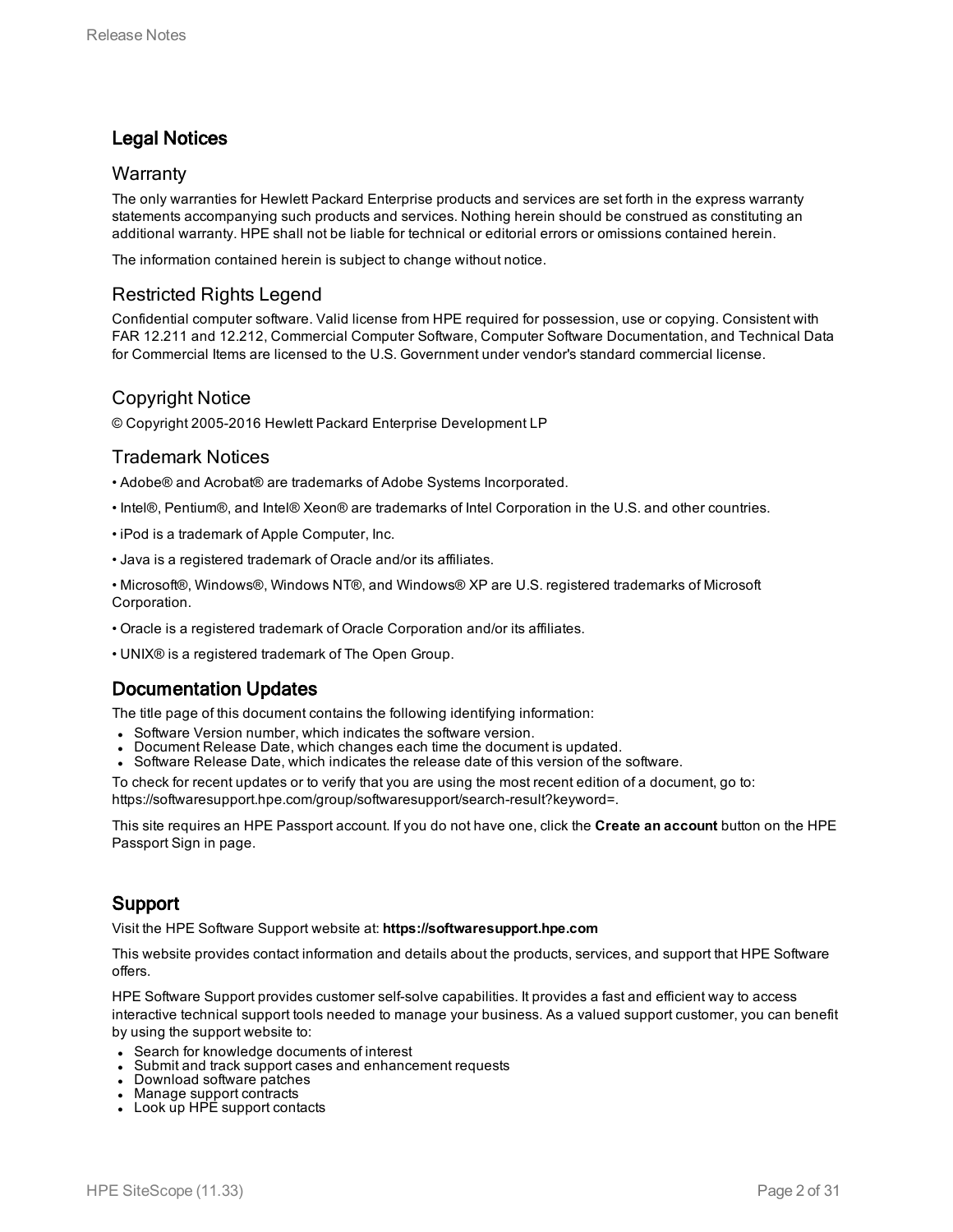## Legal Notices

### Warranty

The only warranties for Hewlett Packard Enterprise products and services are set forth in the express warranty statements accompanying such products and services. Nothing herein should be construed as constituting an additional warranty. HPE shall not be liable for technical or editorial errors or omissions contained herein.

The information contained herein is subject to change without notice.

### Restricted Rights Legend

Confidential computer software. Valid license from HPE required for possession, use or copying. Consistent with FAR 12.211 and 12.212, Commercial Computer Software, Computer Software Documentation, and Technical Data for Commercial Items are licensed to the U.S. Government under vendor's standard commercial license.

### Copyright Notice

© Copyright 2005-2016 Hewlett Packard Enterprise Development LP

### Trademark Notices

• Adobe® and Acrobat® are trademarks of Adobe Systems Incorporated.

• Intel®, Pentium®, and Intel® Xeon® are trademarks of Intel Corporation in the U.S. and other countries.

• iPod is a trademark of Apple Computer, Inc.

• Java is a registered trademark of Oracle and/or its affiliates.

• Microsoft®, Windows®, Windows NT®, and Windows® XP are U.S. registered trademarks of Microsoft Corporation.

• Oracle is a registered trademark of Oracle Corporation and/or its affiliates.

• UNIX® is a registered trademark of The Open Group.

## Documentation Updates

The title page of this document contains the following identifying information:

- Software Version number, which indicates the software version.
- Document Release Date, which changes each time the document is updated.
- Software Release Date, which indicates the release date of this version of the software.

To check for recent updates or to verify that you are using the most recent edition of a document, go to: https://softwaresupport.hpe.com/group/softwaresupport/search-result?keyword=.

This site requires an HPE Passport account. If you do not have one, click the **Create an account** button on the HPE Passport Sign in page.

## Support

Visit the HPE Software Support website at: **https://softwaresupport.hpe.com**

This website provides contact information and details about the products, services, and support that HPE Software offers.

HPE Software Support provides customer self-solve capabilities. It provides a fast and efficient way to access interactive technical support tools needed to manage your business. As a valued support customer, you can benefit by using the support website to:

- Search for knowledge documents of interest
- Submit and track support cases and enhancement requests
- Download software patches
- Manage support contracts
- Look up HPE support contacts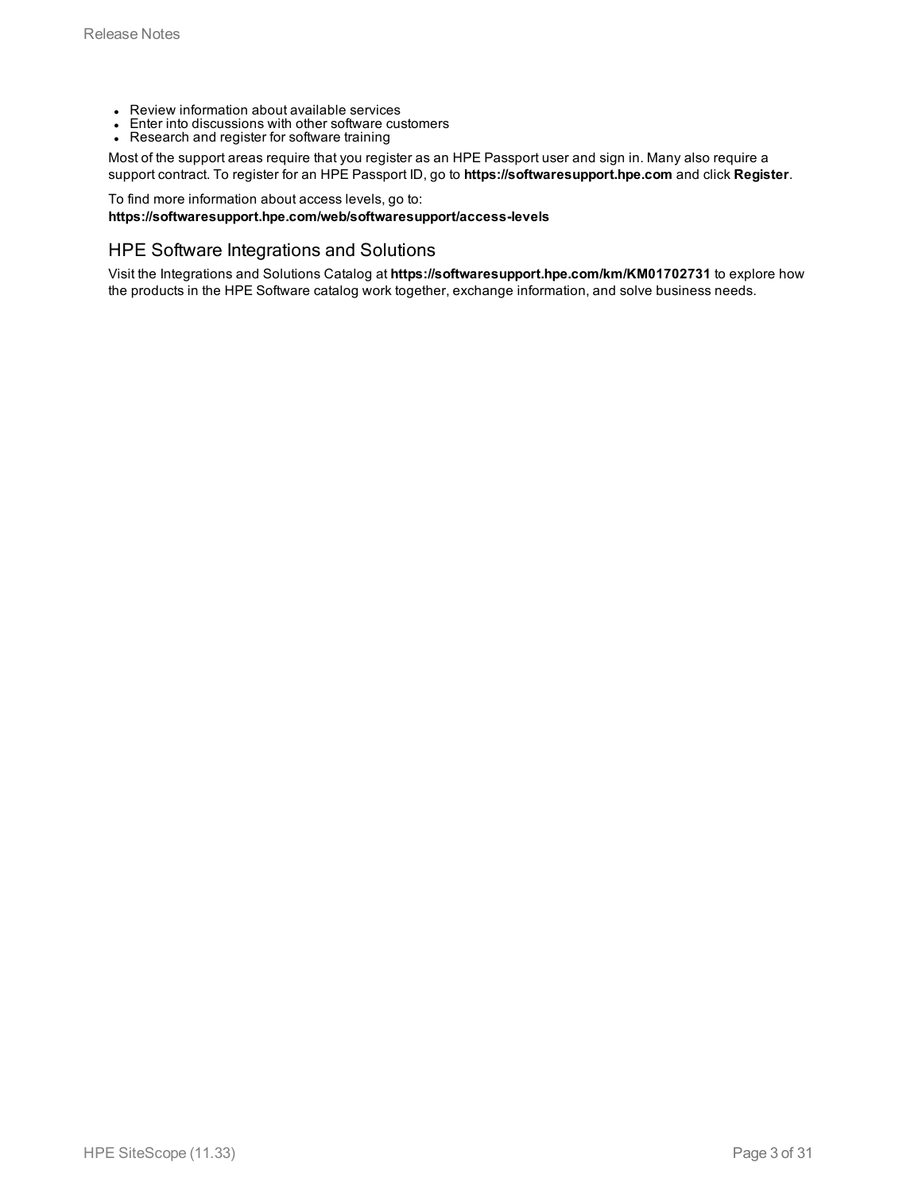- Review information about available services
- Enter into discussions with other software customers
- Research and register for software training

Most of the support areas require that you register as an HPE Passport user and sign in. Many also require a support contract. To register for an HPE Passport ID, go to **https://softwaresupport.hpe.com** and click **Register**.

To find more information about access levels, go to:
**https://softwaresupport.hpe.com/web/softwaresupport/access-levels**

## HPE Software Integrations and Solutions

Visit the Integrations and Solutions Catalog at **https://softwaresupport.hpe.com/km/KM01702731** to explore how the products in the HPE Software catalog work together, exchange information, and solve business needs.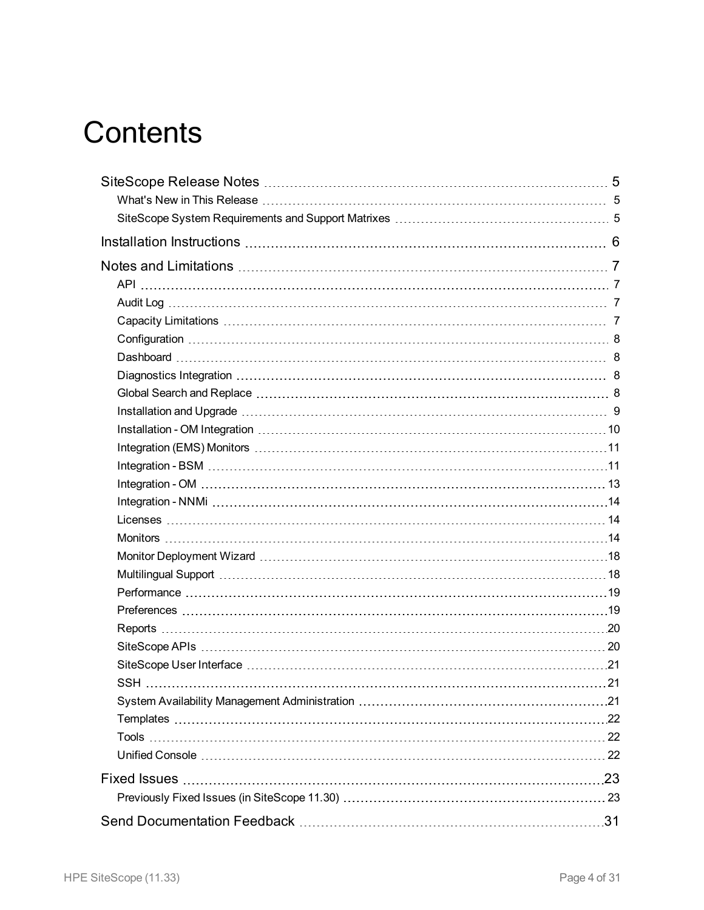# Contents

- SiteScope Release Notes 5
  - What's New in This Release 5
  - SiteScope System Requirements and Support Matrixes 5
- Installation Instructions 6
- Notes and Limitations 7
  - API 7
  - Audit Log 7
  - Capacity Limitations 7
  - Configuration 8
  - Dashboard 8
  - Diagnostics Integration 8
  - Global Search and Replace 8
  - Installation and Upgrade 9
  - Installation - OM Integration 10
  - Integration (EMS) Monitors 11
  - Integration - BSM 11
  - Integration - OM 13
  - Integration - NNMi 14
  - Licenses 14
  - Monitors 14
  - Monitor Deployment Wizard 18
  - Multilingual Support 18
  - Performance 19
  - Preferences 19
  - Reports 20
  - SiteScope APIs 20
  - SiteScope User Interface 21
  - SSH 21
  - System Availability Management Administration 21
  - Templates 22
  - Tools 22
  - Unified Console 22
- Fixed Issues 23
  - Previously Fixed Issues (in SiteScope 11.30) 23
- Send Documentation Feedback 31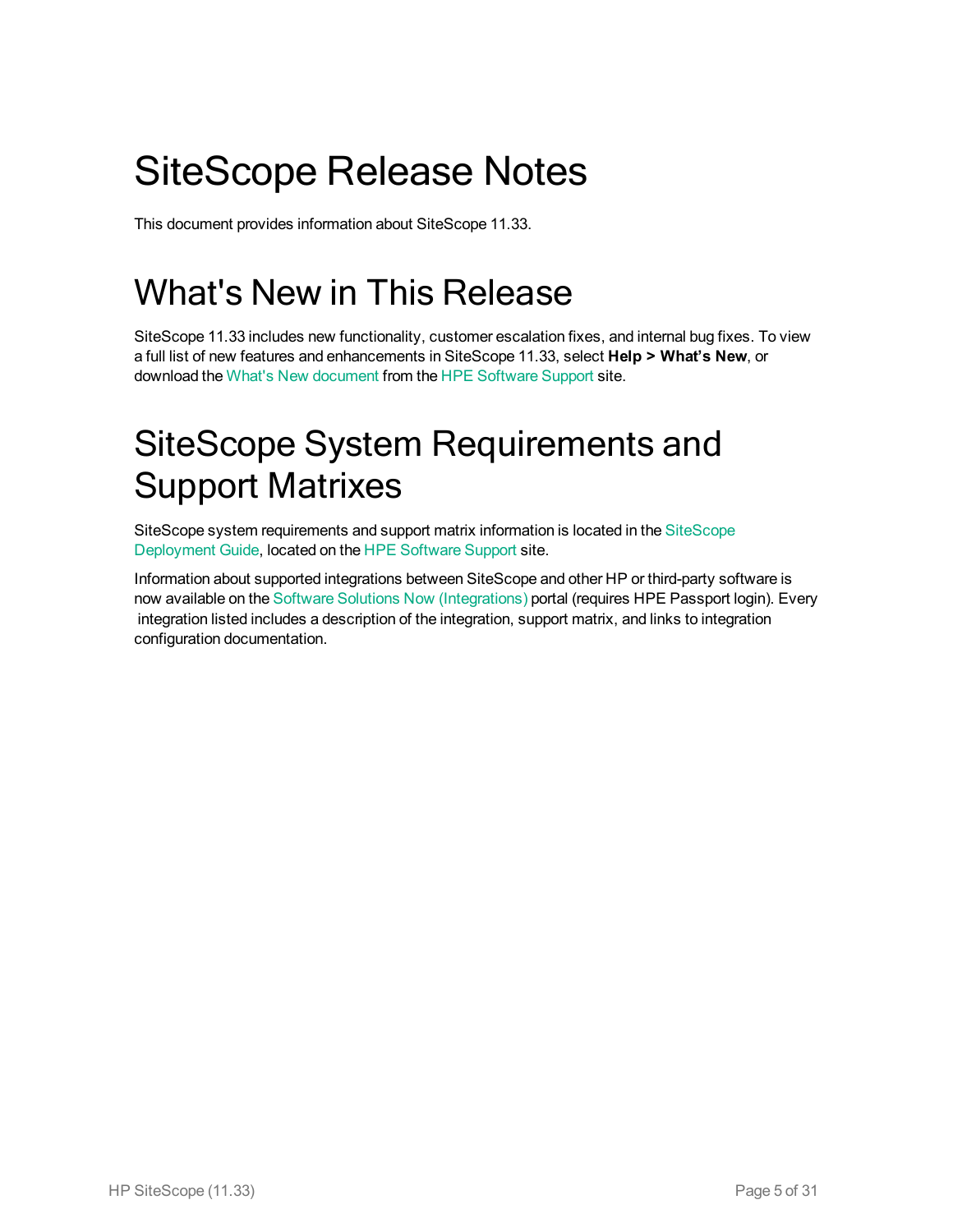# SiteScope Release Notes

This document provides information about SiteScope 11.33.

# What's New in This Release

SiteScope 11.33 includes new functionality, customer escalation fixes, and internal bug fixes. To view a full list of new features and enhancements in SiteScope 11.33, select **Help > What's New**, or download the What's New document from the HPE Software Support site.

# SiteScope System Requirements and Support Matrixes

SiteScope system requirements and support matrix information is located in the SiteScope Deployment Guide, located on the HPE Software Support site.

Information about supported integrations between SiteScope and other HP or third-party software is now available on the Software Solutions Now (Integrations) portal (requires HPE Passport login). Every integration listed includes a description of the integration, support matrix, and links to integration configuration documentation.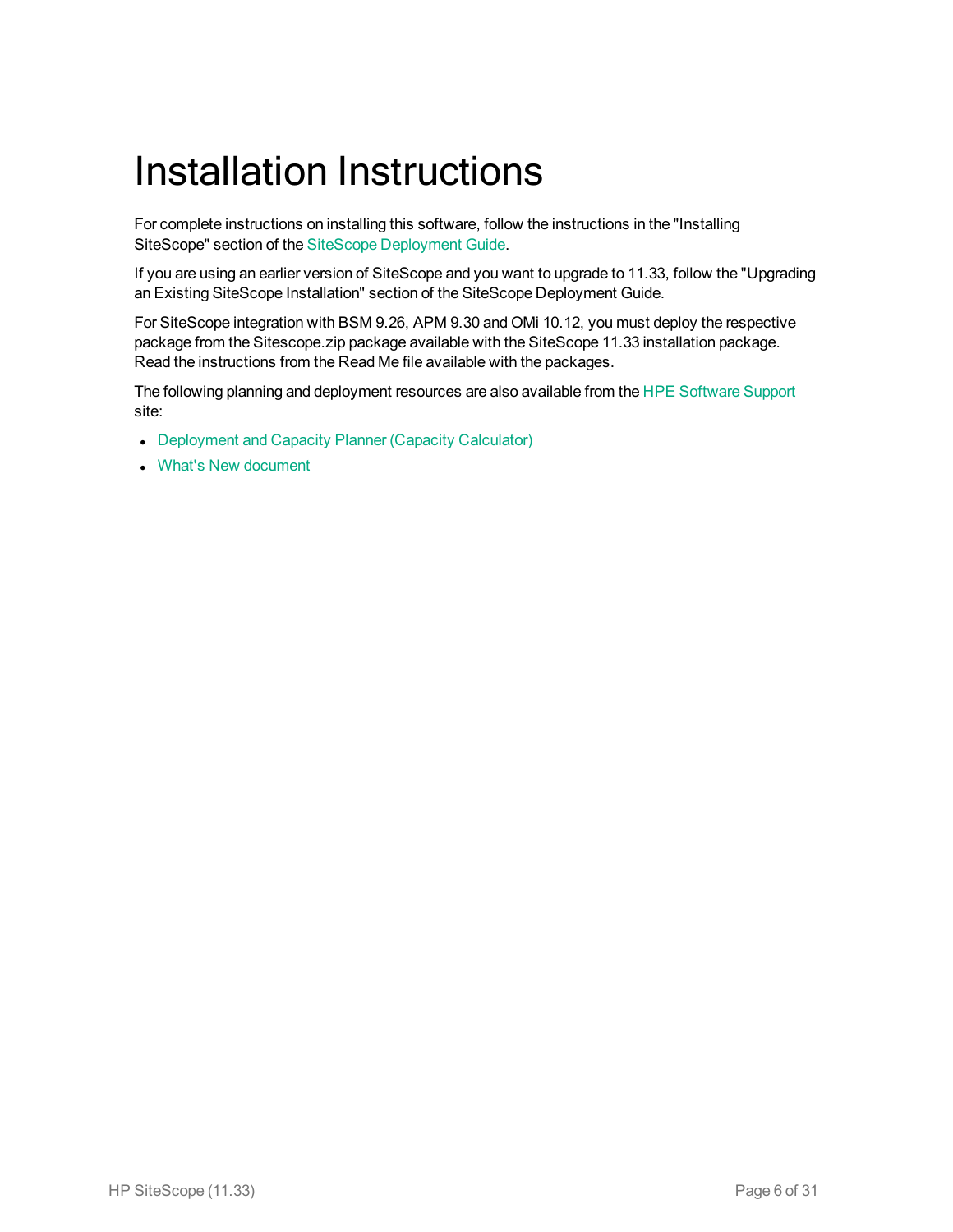# Installation Instructions

For complete instructions on installing this software, follow the instructions in the "Installing SiteScope" section of the SiteScope Deployment Guide.

If you are using an earlier version of SiteScope and you want to upgrade to 11.33, follow the "Upgrading an Existing SiteScope Installation" section of the SiteScope Deployment Guide.

For SiteScope integration with BSM 9.26, APM 9.30 and OMi 10.12, you must deploy the respective package from the Sitescope.zip package available with the SiteScope 11.33 installation package. Read the instructions from the Read Me file available with the packages.

The following planning and deployment resources are also available from the HPE Software Support site:

- Deployment and Capacity Planner (Capacity Calculator)
- What's New document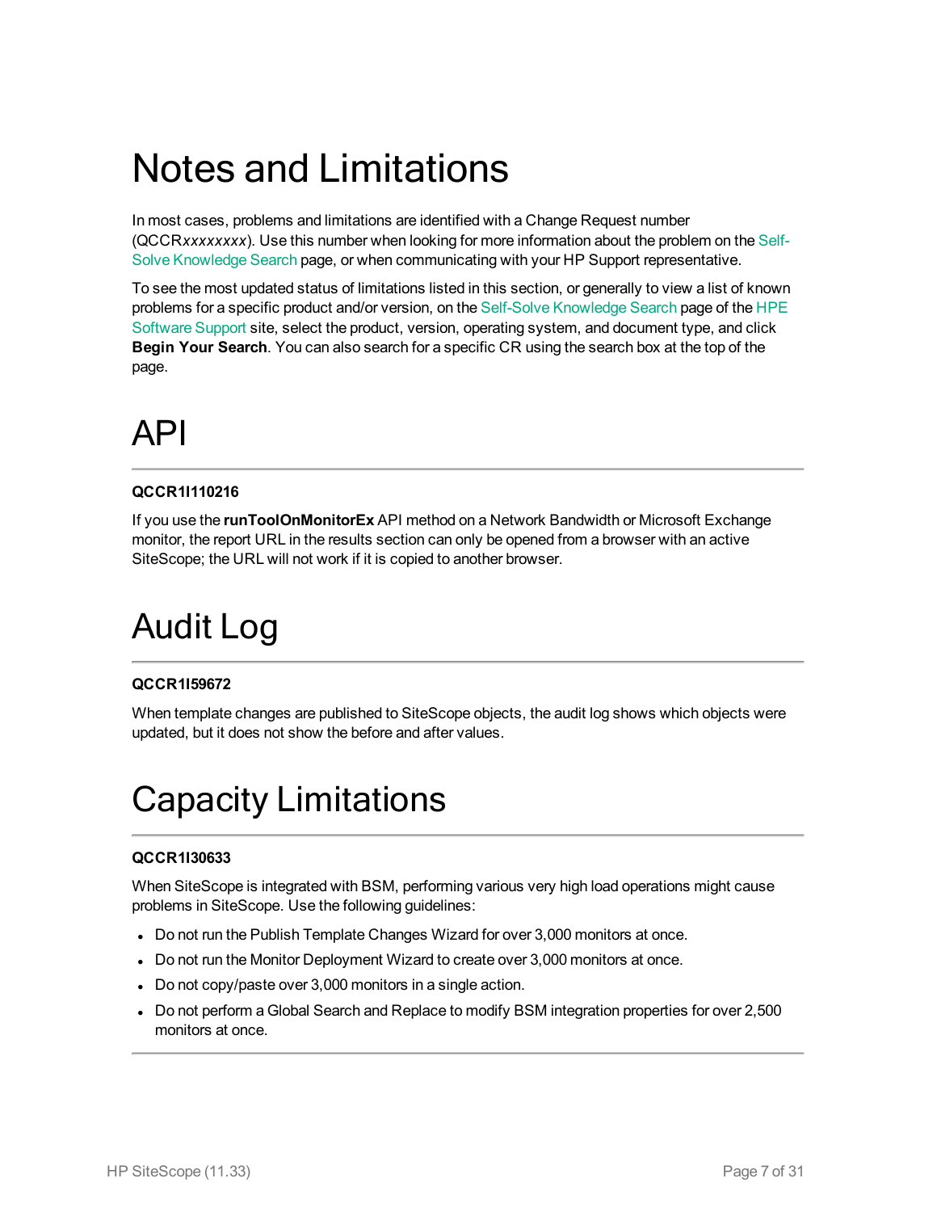# Notes and Limitations

In most cases, problems and limitations are identified with a Change Request number (QCCR*xxxxxxxx*). Use this number when looking for more information about the problem on the Self-Solve Knowledge Search page, or when communicating with your HP Support representative.

To see the most updated status of limitations listed in this section, or generally to view a list of known problems for a specific product and/or version, on the Self-Solve Knowledge Search page of the HPE Software Support site, select the product, version, operating system, and document type, and click **Begin Your Search**. You can also search for a specific CR using the search box at the top of the page.

# API

---

**QCCR1I110216**

If you use the **runToolOnMonitorEx** API method on a Network Bandwidth or Microsoft Exchange monitor, the report URL in the results section can only be opened from a browser with an active SiteScope; the URL will not work if it is copied to another browser.

# Audit Log

---

**QCCR1I59672**

When template changes are published to SiteScope objects, the audit log shows which objects were updated, but it does not show the before and after values.

# Capacity Limitations

---

**QCCR1I30633**

When SiteScope is integrated with BSM, performing various very high load operations might cause problems in SiteScope. Use the following guidelines:

- Do not run the Publish Template Changes Wizard for over 3,000 monitors at once.
- Do not run the Monitor Deployment Wizard to create over 3,000 monitors at once.
- Do not copy/paste over 3,000 monitors in a single action.
- Do not perform a Global Search and Replace to modify BSM integration properties for over 2,500 monitors at once.

---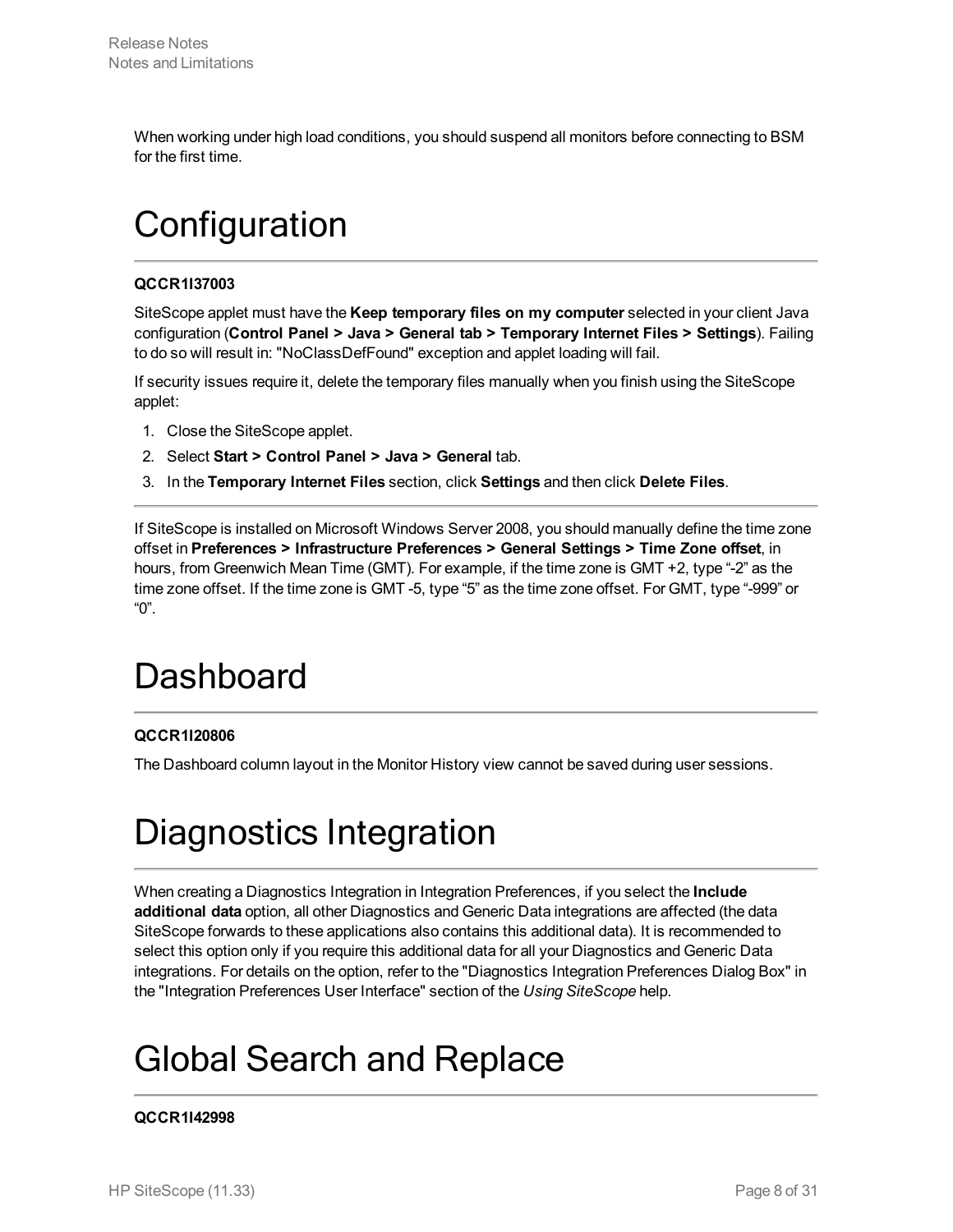When working under high load conditions, you should suspend all monitors before connecting to BSM for the first time.

# Configuration

**QCCR1I37003**

SiteScope applet must have the **Keep temporary files on my computer** selected in your client Java configuration (**Control Panel > Java > General tab > Temporary Internet Files > Settings**). Failing to do so will result in: "NoClassDefFound" exception and applet loading will fail.

If security issues require it, delete the temporary files manually when you finish using the SiteScope applet:

1. Close the SiteScope applet.
2. Select **Start > Control Panel > Java > General** tab.
3. In the **Temporary Internet Files** section, click **Settings** and then click **Delete Files**.

---

If SiteScope is installed on Microsoft Windows Server 2008, you should manually define the time zone offset in **Preferences > Infrastructure Preferences > General Settings > Time Zone offset**, in hours, from Greenwich Mean Time (GMT). For example, if the time zone is GMT +2, type "-2" as the time zone offset. If the time zone is GMT -5, type "5" as the time zone offset. For GMT, type "-999" or "0".

# Dashboard

**QCCR1I20806**

The Dashboard column layout in the Monitor History view cannot be saved during user sessions.

# Diagnostics Integration

When creating a Diagnostics Integration in Integration Preferences, if you select the **Include additional data** option, all other Diagnostics and Generic Data integrations are affected (the data SiteScope forwards to these applications also contains this additional data). It is recommended to select this option only if you require this additional data for all your Diagnostics and Generic Data integrations. For details on the option, refer to the "Diagnostics Integration Preferences Dialog Box" in the "Integration Preferences User Interface" section of the *Using SiteScope* help.

# Global Search and Replace

**QCCR1I42998**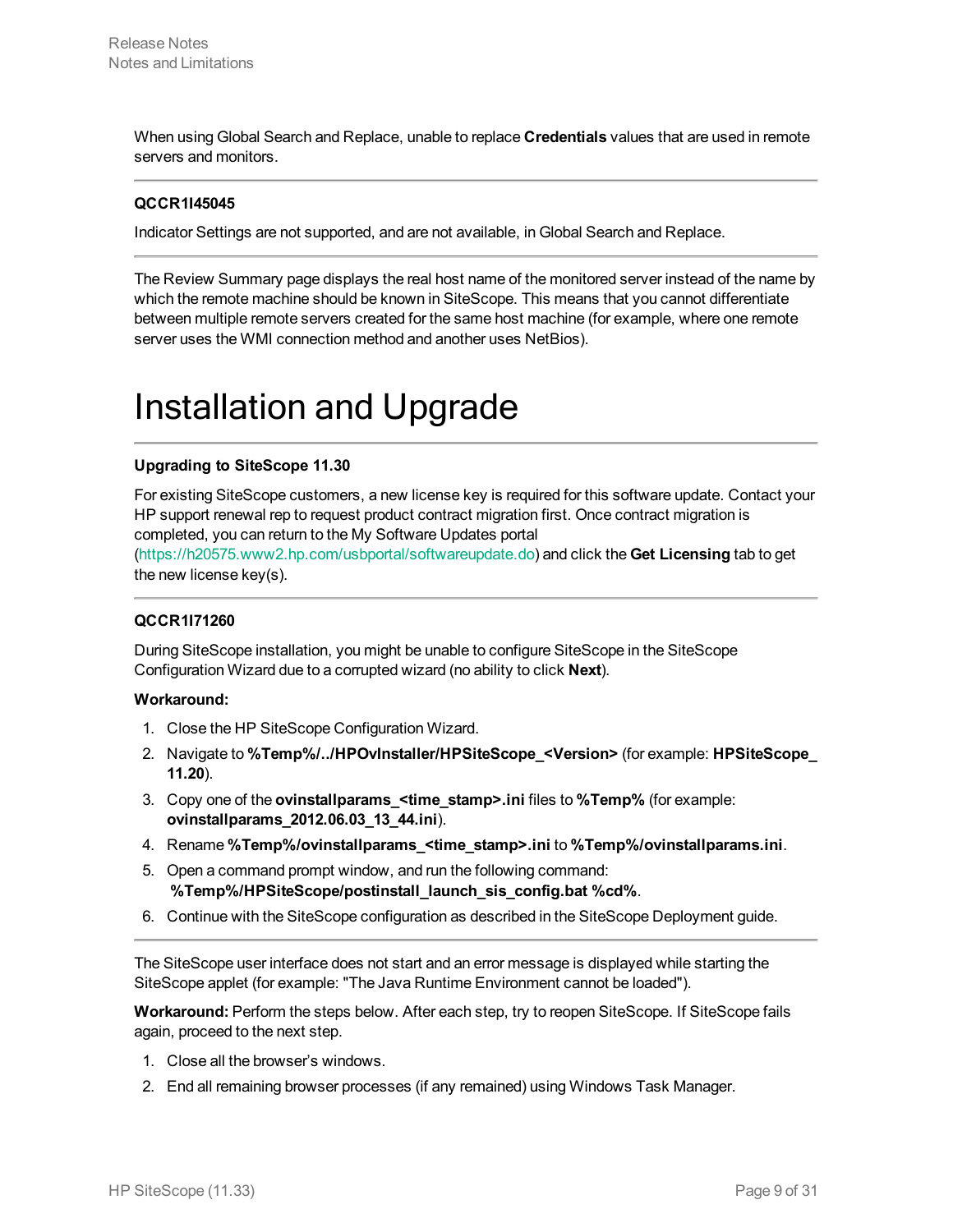When using Global Search and Replace, unable to replace **Credentials** values that are used in remote servers and monitors.

---

**QCCR1I45045**

Indicator Settings are not supported, and are not available, in Global Search and Replace.

---

The Review Summary page displays the real host name of the monitored server instead of the name by which the remote machine should be known in SiteScope. This means that you cannot differentiate between multiple remote servers created for the same host machine (for example, where one remote server uses the WMI connection method and another uses NetBios).

# Installation and Upgrade

---

**Upgrading to SiteScope 11.30**

For existing SiteScope customers, a new license key is required for this software update. Contact your HP support renewal rep to request product contract migration first. Once contract migration is completed, you can return to the My Software Updates portal (https://h20575.www2.hp.com/usbportal/softwareupdate.do) and click the **Get Licensing** tab to get the new license key(s).

---

**QCCR1I71260**

During SiteScope installation, you might be unable to configure SiteScope in the SiteScope Configuration Wizard due to a corrupted wizard (no ability to click **Next**).

**Workaround:**

1. Close the HP SiteScope Configuration Wizard.
2. Navigate to **%Temp%/../HPOvInstaller/HPSiteScope_<Version>** (for example: **HPSiteScope_11.20**).
3. Copy one of the **ovinstallparams_<time_stamp>.ini** files to **%Temp%** (for example: **ovinstallparams_2012.06.03_13_44.ini**).
4. Rename **%Temp%/ovinstallparams_<time_stamp>.ini** to **%Temp%/ovinstallparams.ini**.
5. Open a command prompt window, and run the following command: **%Temp%/HPSiteScope/postinstall_launch_sis_config.bat %cd%**.
6. Continue with the SiteScope configuration as described in the SiteScope Deployment guide.

---

The SiteScope user interface does not start and an error message is displayed while starting the SiteScope applet (for example: "The Java Runtime Environment cannot be loaded").

**Workaround:** Perform the steps below. After each step, try to reopen SiteScope. If SiteScope fails again, proceed to the next step.

1. Close all the browser's windows.
2. End all remaining browser processes (if any remained) using Windows Task Manager.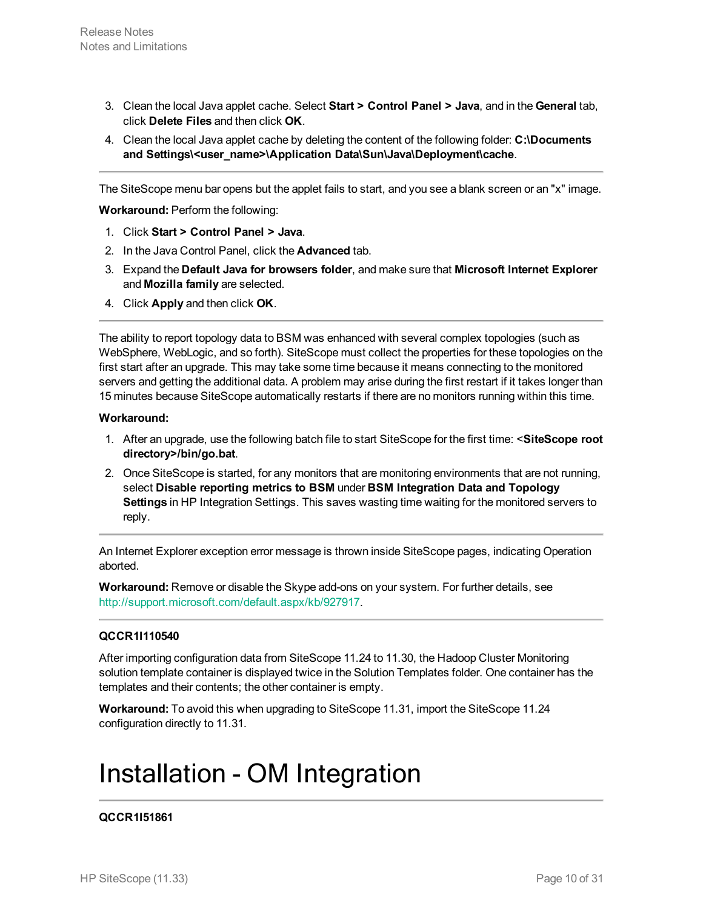3. Clean the local Java applet cache. Select **Start > Control Panel > Java**, and in the **General** tab, click **Delete Files** and then click **OK**.
4. Clean the local Java applet cache by deleting the content of the following folder: **C:\Documents and Settings\<user_name>\Application Data\Sun\Java\Deployment\cache**.

---

The SiteScope menu bar opens but the applet fails to start, and you see a blank screen or an "x" image.

**Workaround:** Perform the following:

1. Click **Start > Control Panel > Java**.
2. In the Java Control Panel, click the **Advanced** tab.
3. Expand the **Default Java for browsers folder**, and make sure that **Microsoft Internet Explorer** and **Mozilla family** are selected.
4. Click **Apply** and then click **OK**.

---

The ability to report topology data to BSM was enhanced with several complex topologies (such as WebSphere, WebLogic, and so forth). SiteScope must collect the properties for these topologies on the first start after an upgrade. This may take some time because it means connecting to the monitored servers and getting the additional data. A problem may arise during the first restart if it takes longer than 15 minutes because SiteScope automatically restarts if there are no monitors running within this time.

**Workaround:**

1. After an upgrade, use the following batch file to start SiteScope for the first time: <**SiteScope root directory>/bin/go.bat**.
2. Once SiteScope is started, for any monitors that are monitoring environments that are not running, select **Disable reporting metrics to BSM** under **BSM Integration Data and Topology Settings** in HP Integration Settings. This saves wasting time waiting for the monitored servers to reply.

---

An Internet Explorer exception error message is thrown inside SiteScope pages, indicating Operation aborted.

**Workaround:** Remove or disable the Skype add-ons on your system. For further details, see http://support.microsoft.com/default.aspx/kb/927917.

---

**QCCR1I110540**

After importing configuration data from SiteScope 11.24 to 11.30, the Hadoop Cluster Monitoring solution template container is displayed twice in the Solution Templates folder. One container has the templates and their contents; the other container is empty.

**Workaround:** To avoid this when upgrading to SiteScope 11.31, import the SiteScope 11.24 configuration directly to 11.31.

# Installation - OM Integration

---

**QCCR1I51861**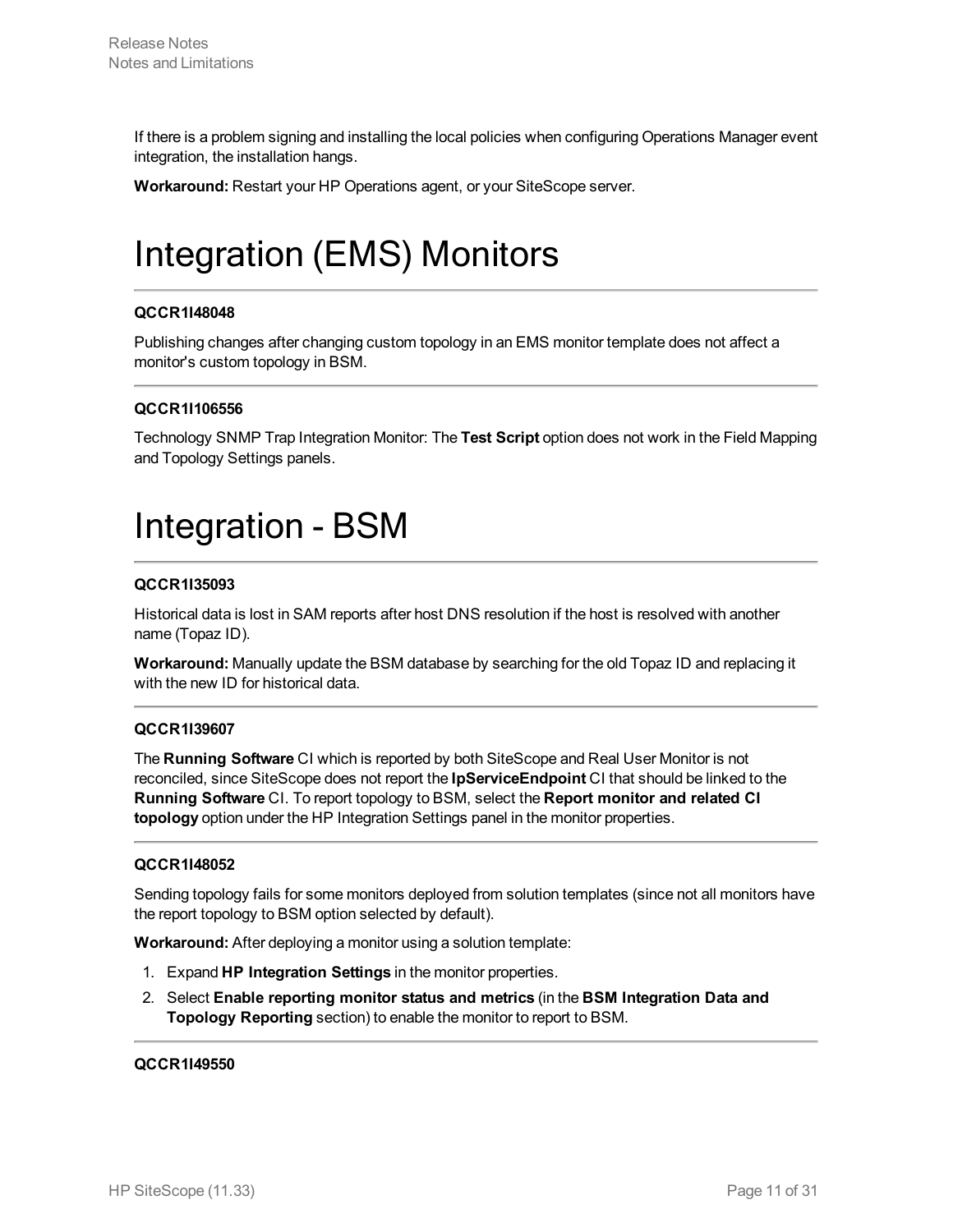If there is a problem signing and installing the local policies when configuring Operations Manager event integration, the installation hangs.

**Workaround:** Restart your HP Operations agent, or your SiteScope server.

# Integration (EMS) Monitors

---

**QCCR1I48048**

Publishing changes after changing custom topology in an EMS monitor template does not affect a monitor's custom topology in BSM.

---

**QCCR1I106556**

Technology SNMP Trap Integration Monitor: The **Test Script** option does not work in the Field Mapping and Topology Settings panels.

# Integration - BSM

---

**QCCR1I35093**

Historical data is lost in SAM reports after host DNS resolution if the host is resolved with another name (Topaz ID).

**Workaround:** Manually update the BSM database by searching for the old Topaz ID and replacing it with the new ID for historical data.

---

**QCCR1I39607**

The **Running Software** CI which is reported by both SiteScope and Real User Monitor is not reconciled, since SiteScope does not report the **IpServiceEndpoint** CI that should be linked to the **Running Software** CI. To report topology to BSM, select the **Report monitor and related CI topology** option under the HP Integration Settings panel in the monitor properties.

---

**QCCR1I48052**

Sending topology fails for some monitors deployed from solution templates (since not all monitors have the report topology to BSM option selected by default).

**Workaround:** After deploying a monitor using a solution template:

1. Expand **HP Integration Settings** in the monitor properties.
2. Select **Enable reporting monitor status and metrics** (in the **BSM Integration Data and Topology Reporting** section) to enable the monitor to report to BSM.

---

**QCCR1I49550**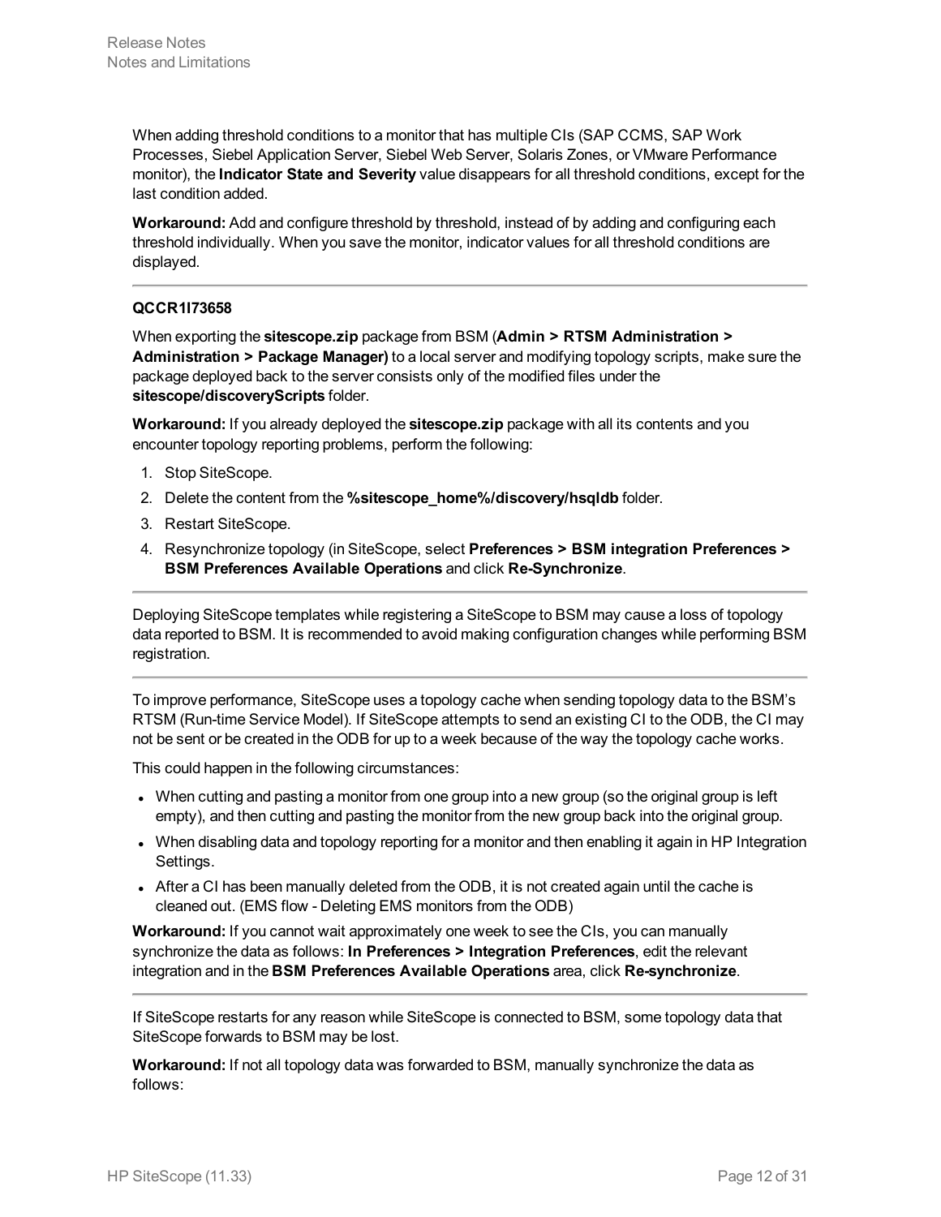When adding threshold conditions to a monitor that has multiple CIs (SAP CCMS, SAP Work Processes, Siebel Application Server, Siebel Web Server, Solaris Zones, or VMware Performance monitor), the **Indicator State and Severity** value disappears for all threshold conditions, except for the last condition added.

**Workaround:** Add and configure threshold by threshold, instead of by adding and configuring each threshold individually. When you save the monitor, indicator values for all threshold conditions are displayed.

---

**QCCR1I73658**

When exporting the **sitescope.zip** package from BSM (**Admin > RTSM Administration > Administration > Package Manager)** to a local server and modifying topology scripts, make sure the package deployed back to the server consists only of the modified files under the **sitescope/discoveryScripts** folder.

**Workaround:** If you already deployed the **sitescope.zip** package with all its contents and you encounter topology reporting problems, perform the following:

1. Stop SiteScope.
2. Delete the content from the **%sitescope_home%/discovery/hsqldb** folder.
3. Restart SiteScope.
4. Resynchronize topology (in SiteScope, select **Preferences > BSM integration Preferences > BSM Preferences Available Operations** and click **Re-Synchronize**.

---

Deploying SiteScope templates while registering a SiteScope to BSM may cause a loss of topology data reported to BSM. It is recommended to avoid making configuration changes while performing BSM registration.

---

To improve performance, SiteScope uses a topology cache when sending topology data to the BSM's RTSM (Run-time Service Model). If SiteScope attempts to send an existing CI to the ODB, the CI may not be sent or be created in the ODB for up to a week because of the way the topology cache works.

This could happen in the following circumstances:

- When cutting and pasting a monitor from one group into a new group (so the original group is left empty), and then cutting and pasting the monitor from the new group back into the original group.
- When disabling data and topology reporting for a monitor and then enabling it again in HP Integration Settings.
- After a CI has been manually deleted from the ODB, it is not created again until the cache is cleaned out. (EMS flow - Deleting EMS monitors from the ODB)

**Workaround:** If you cannot wait approximately one week to see the CIs, you can manually synchronize the data as follows: **In Preferences > Integration Preferences**, edit the relevant integration and in the **BSM Preferences Available Operations** area, click **Re-synchronize**.

---

If SiteScope restarts for any reason while SiteScope is connected to BSM, some topology data that SiteScope forwards to BSM may be lost.

**Workaround:** If not all topology data was forwarded to BSM, manually synchronize the data as follows: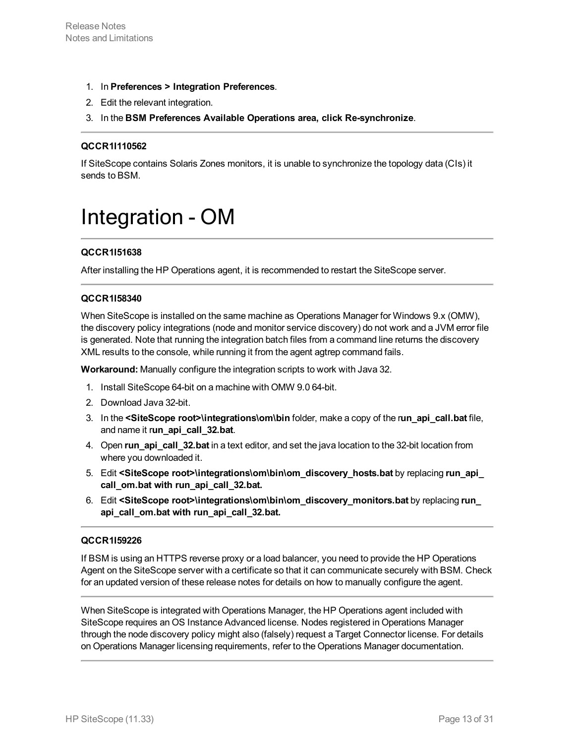1. In **Preferences > Integration Preferences**.
2. Edit the relevant integration.
3. In the **BSM Preferences Available Operations area, click Re-synchronize**.

---

**QCCR1I110562**

If SiteScope contains Solaris Zones monitors, it is unable to synchronize the topology data (CIs) it sends to BSM.

# Integration - OM

---

**QCCR1I51638**

After installing the HP Operations agent, it is recommended to restart the SiteScope server.

---

**QCCR1I58340**

When SiteScope is installed on the same machine as Operations Manager for Windows 9.x (OMW), the discovery policy integrations (node and monitor service discovery) do not work and a JVM error file is generated. Note that running the integration batch files from a command line returns the discovery XML results to the console, while running it from the agent agtrep command fails.

**Workaround:** Manually configure the integration scripts to work with Java 32.

1. Install SiteScope 64-bit on a machine with OMW 9.0 64-bit.
2. Download Java 32-bit.
3. In the **<SiteScope root>\integrations\om\bin** folder, make a copy of the r**un_api_call.bat** file, and name it r**un_api_call_32.bat**.
4. Open **run_api_call_32.bat** in a text editor, and set the java location to the 32-bit location from where you downloaded it.
5. Edit **<SiteScope root>\integrations\om\bin\om_discovery_hosts.bat** by replacing **run_api_call_om.bat with run_api_call_32.bat.**
6. Edit **<SiteScope root>\integrations\om\bin\om_discovery_monitors.bat** by replacing **run_api_call_om.bat with run_api_call_32.bat.**

---

**QCCR1I59226**

If BSM is using an HTTPS reverse proxy or a load balancer, you need to provide the HP Operations Agent on the SiteScope server with a certificate so that it can communicate securely with BSM. Check for an updated version of these release notes for details on how to manually configure the agent.

---

When SiteScope is integrated with Operations Manager, the HP Operations agent included with SiteScope requires an OS Instance Advanced license. Nodes registered in Operations Manager through the node discovery policy might also (falsely) request a Target Connector license. For details on Operations Manager licensing requirements, refer to the Operations Manager documentation.

---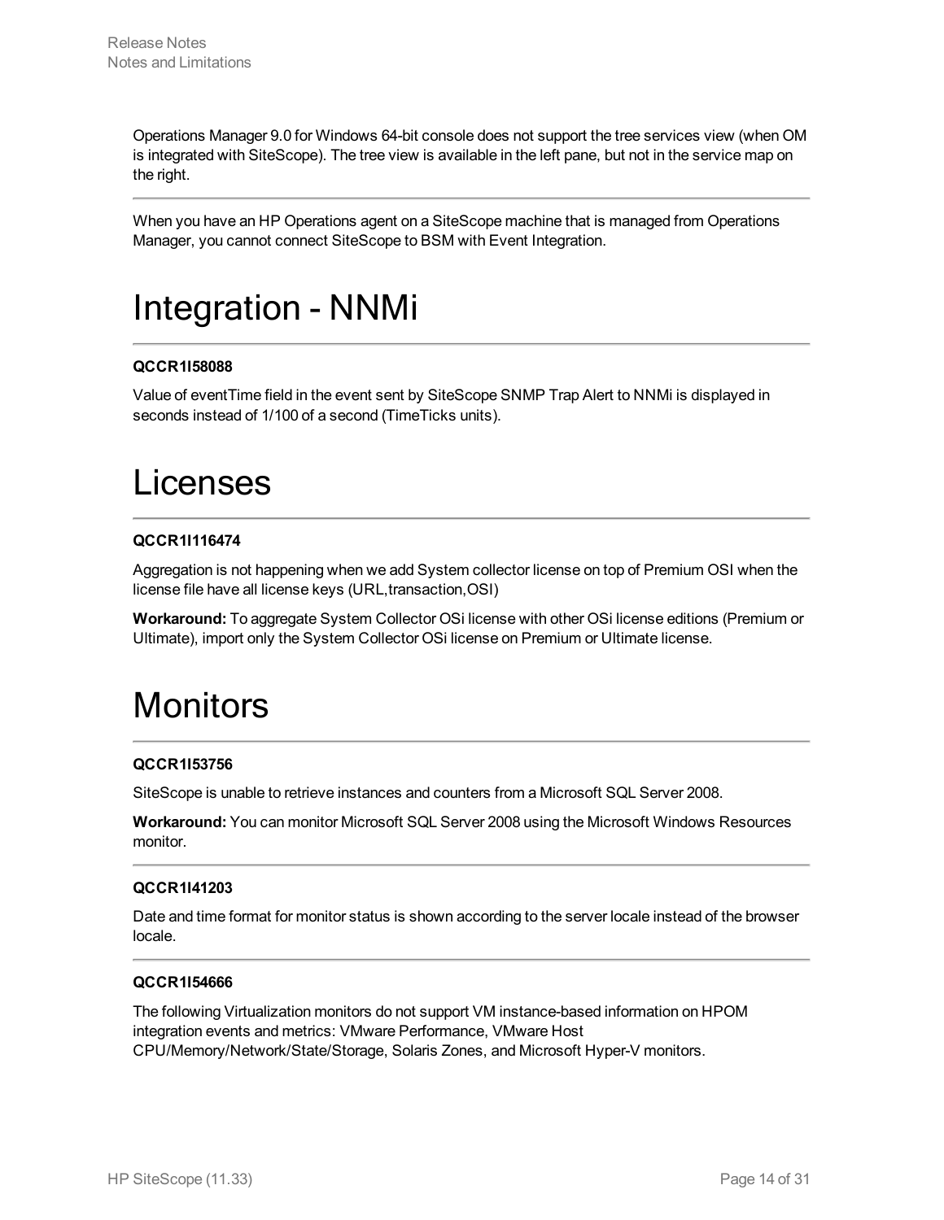Operations Manager 9.0 for Windows 64-bit console does not support the tree services view (when OM is integrated with SiteScope). The tree view is available in the left pane, but not in the service map on the right.

---

When you have an HP Operations agent on a SiteScope machine that is managed from Operations Manager, you cannot connect SiteScope to BSM with Event Integration.

# Integration - NNMi

---

**QCCR1I58088**

Value of eventTime field in the event sent by SiteScope SNMP Trap Alert to NNMi is displayed in seconds instead of 1/100 of a second (TimeTicks units).

# Licenses

---

**QCCR1I116474**

Aggregation is not happening when we add System collector license on top of Premium OSI when the license file have all license keys (URL,transaction,OSI)

**Workaround:** To aggregate System Collector OSi license with other OSi license editions (Premium or Ultimate), import only the System Collector OSi license on Premium or Ultimate license.

# Monitors

---

**QCCR1I53756**

SiteScope is unable to retrieve instances and counters from a Microsoft SQL Server 2008.

**Workaround:** You can monitor Microsoft SQL Server 2008 using the Microsoft Windows Resources monitor.

---

**QCCR1I41203**

Date and time format for monitor status is shown according to the server locale instead of the browser locale.

---

**QCCR1I54666**

The following Virtualization monitors do not support VM instance-based information on HPOM integration events and metrics: VMware Performance, VMware Host CPU/Memory/Network/State/Storage, Solaris Zones, and Microsoft Hyper-V monitors.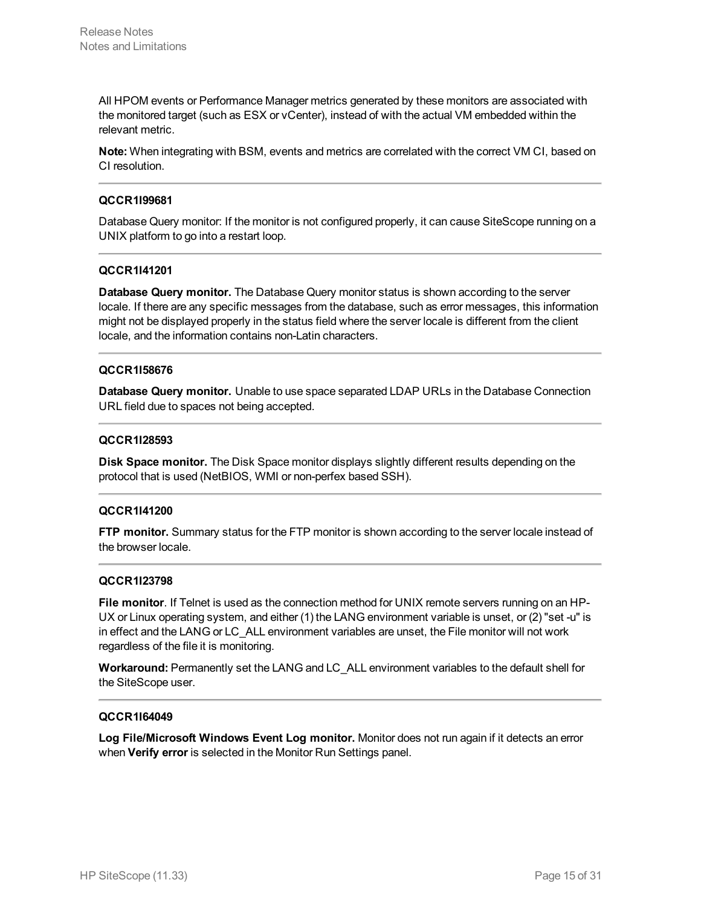All HPOM events or Performance Manager metrics generated by these monitors are associated with the monitored target (such as ESX or vCenter), instead of with the actual VM embedded within the relevant metric.

**Note:** When integrating with BSM, events and metrics are correlated with the correct VM CI, based on CI resolution.

---

**QCCR1I99681**

Database Query monitor: If the monitor is not configured properly, it can cause SiteScope running on a UNIX platform to go into a restart loop.

---

**QCCR1I41201**

**Database Query monitor.** The Database Query monitor status is shown according to the server locale. If there are any specific messages from the database, such as error messages, this information might not be displayed properly in the status field where the server locale is different from the client locale, and the information contains non-Latin characters.

---

**QCCR1I58676**

**Database Query monitor.** Unable to use space separated LDAP URLs in the Database Connection URL field due to spaces not being accepted.

---

**QCCR1I28593**

**Disk Space monitor.** The Disk Space monitor displays slightly different results depending on the protocol that is used (NetBIOS, WMI or non-perfex based SSH).

---

**QCCR1I41200**

**FTP monitor.** Summary status for the FTP monitor is shown according to the server locale instead of the browser locale.

---

**QCCR1I23798**

**File monitor**. If Telnet is used as the connection method for UNIX remote servers running on an HP-UX or Linux operating system, and either (1) the LANG environment variable is unset, or (2) "set -u" is in effect and the LANG or LC_ALL environment variables are unset, the File monitor will not work regardless of the file it is monitoring.

**Workaround:** Permanently set the LANG and LC_ALL environment variables to the default shell for the SiteScope user.

---

**QCCR1I64049**

**Log File/Microsoft Windows Event Log monitor.** Monitor does not run again if it detects an error when **Verify error** is selected in the Monitor Run Settings panel.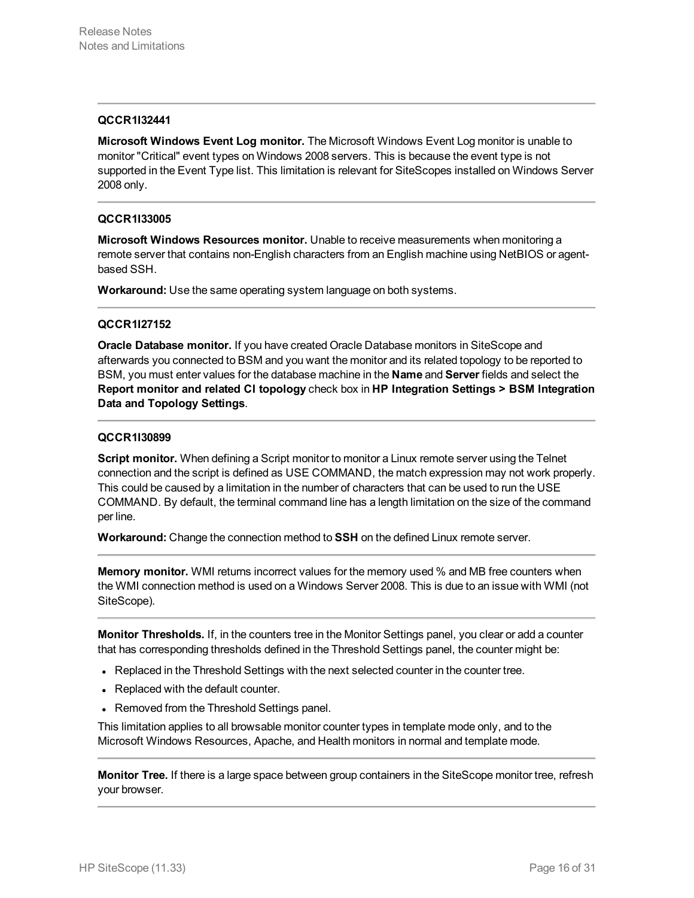---

**QCCR1I32441**

**Microsoft Windows Event Log monitor.** The Microsoft Windows Event Log monitor is unable to monitor "Critical" event types on Windows 2008 servers. This is because the event type is not supported in the Event Type list. This limitation is relevant for SiteScopes installed on Windows Server 2008 only.

---

**QCCR1I33005**

**Microsoft Windows Resources monitor.** Unable to receive measurements when monitoring a remote server that contains non-English characters from an English machine using NetBIOS or agent-based SSH.

**Workaround:** Use the same operating system language on both systems.

---

**QCCR1I27152**

**Oracle Database monitor.** If you have created Oracle Database monitors in SiteScope and afterwards you connected to BSM and you want the monitor and its related topology to be reported to BSM, you must enter values for the database machine in the **Name** and **Server** fields and select the **Report monitor and related CI topology** check box in **HP Integration Settings > BSM Integration Data and Topology Settings**.

---

**QCCR1I30899**

**Script monitor.** When defining a Script monitor to monitor a Linux remote server using the Telnet connection and the script is defined as USE COMMAND, the match expression may not work properly. This could be caused by a limitation in the number of characters that can be used to run the USE COMMAND. By default, the terminal command line has a length limitation on the size of the command per line.

**Workaround:** Change the connection method to **SSH** on the defined Linux remote server.

---

**Memory monitor.** WMI returns incorrect values for the memory used % and MB free counters when the WMI connection method is used on a Windows Server 2008. This is due to an issue with WMI (not SiteScope).

---

**Monitor Thresholds.** If, in the counters tree in the Monitor Settings panel, you clear or add a counter that has corresponding thresholds defined in the Threshold Settings panel, the counter might be:

- Replaced in the Threshold Settings with the next selected counter in the counter tree.
- Replaced with the default counter.
- Removed from the Threshold Settings panel.

This limitation applies to all browsable monitor counter types in template mode only, and to the Microsoft Windows Resources, Apache, and Health monitors in normal and template mode.

---

**Monitor Tree.** If there is a large space between group containers in the SiteScope monitor tree, refresh your browser.

---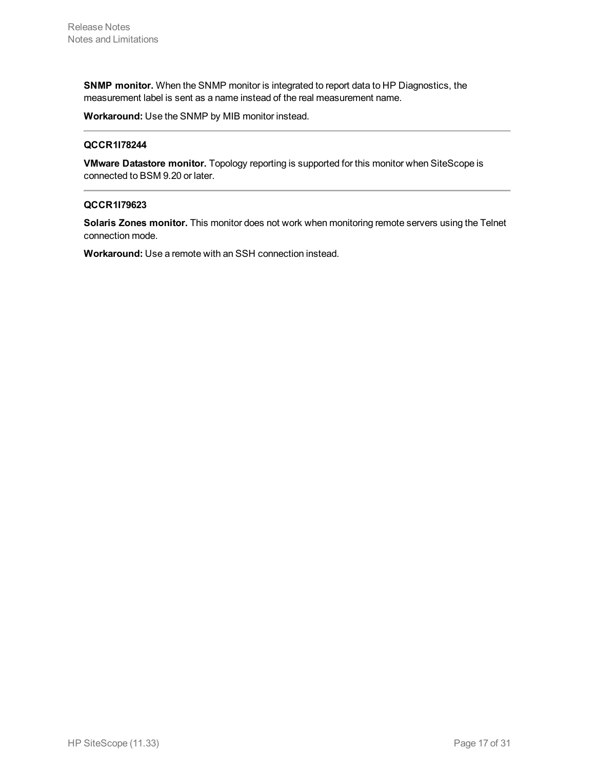**SNMP monitor.** When the SNMP monitor is integrated to report data to HP Diagnostics, the measurement label is sent as a name instead of the real measurement name.

**Workaround:** Use the SNMP by MIB monitor instead.

---

**QCCR1I78244**

**VMware Datastore monitor.** Topology reporting is supported for this monitor when SiteScope is connected to BSM 9.20 or later.

---

**QCCR1I79623**

**Solaris Zones monitor.** This monitor does not work when monitoring remote servers using the Telnet connection mode.

**Workaround:** Use a remote with an SSH connection instead.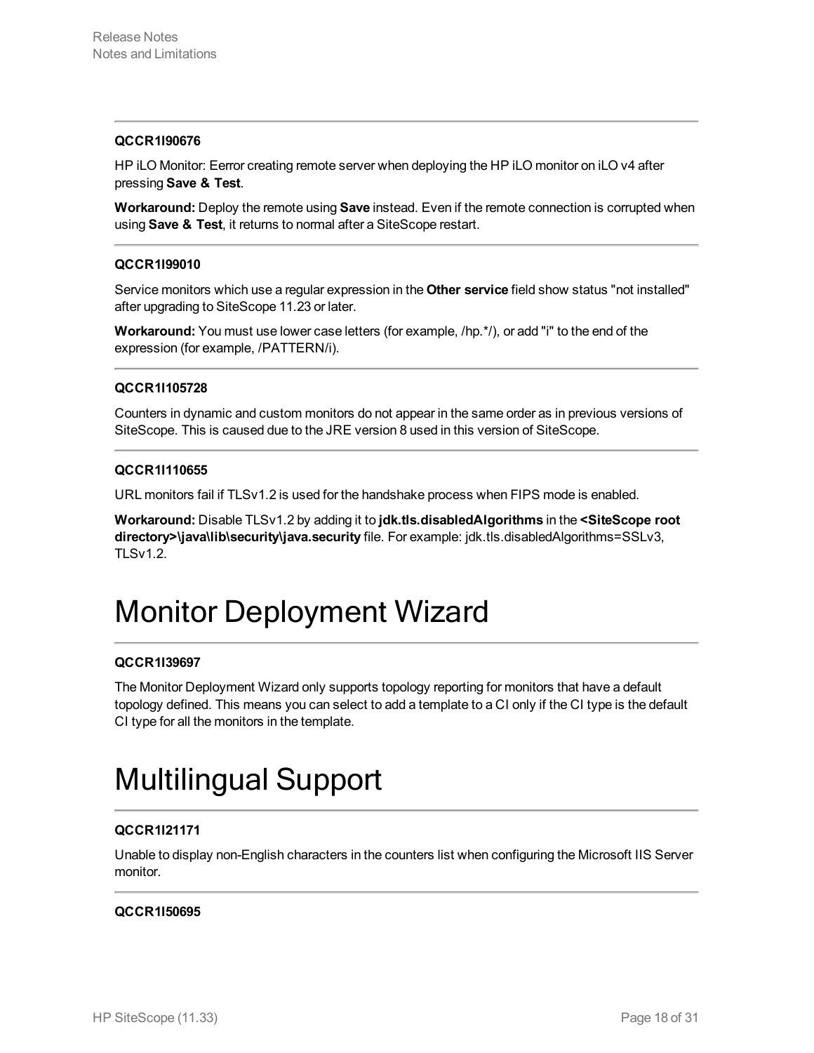---

**QCCR1I90676**

HP iLO Monitor: Eerror creating remote server when deploying the HP iLO monitor on iLO v4 after pressing **Save & Test**.

**Workaround:** Deploy the remote using **Save** instead. Even if the remote connection is corrupted when using **Save & Test**, it returns to normal after a SiteScope restart.

---

**QCCR1I99010**

Service monitors which use a regular expression in the **Other service** field show status "not installed" after upgrading to SiteScope 11.23 or later.

**Workaround:** You must use lower case letters (for example, /hp.*/), or add "i" to the end of the expression (for example, /PATTERN/i).

---

**QCCR1I105728**

Counters in dynamic and custom monitors do not appear in the same order as in previous versions of SiteScope. This is caused due to the JRE version 8 used in this version of SiteScope.

---

**QCCR1I110655**

URL monitors fail if TLSv1.2 is used for the handshake process when FIPS mode is enabled.

**Workaround:** Disable TLSv1.2 by adding it to **jdk.tls.disabledAlgorithms** in the **<SiteScope root directory>\java\lib\security\java.security** file. For example: jdk.tls.disabledAlgorithms=SSLv3, TLSv1.2.

# Monitor Deployment Wizard

---

**QCCR1I39697**

The Monitor Deployment Wizard only supports topology reporting for monitors that have a default topology defined. This means you can select to add a template to a CI only if the CI type is the default CI type for all the monitors in the template.

# Multilingual Support

---

**QCCR1I21171**

Unable to display non-English characters in the counters list when configuring the Microsoft IIS Server monitor.

---

**QCCR1I50695**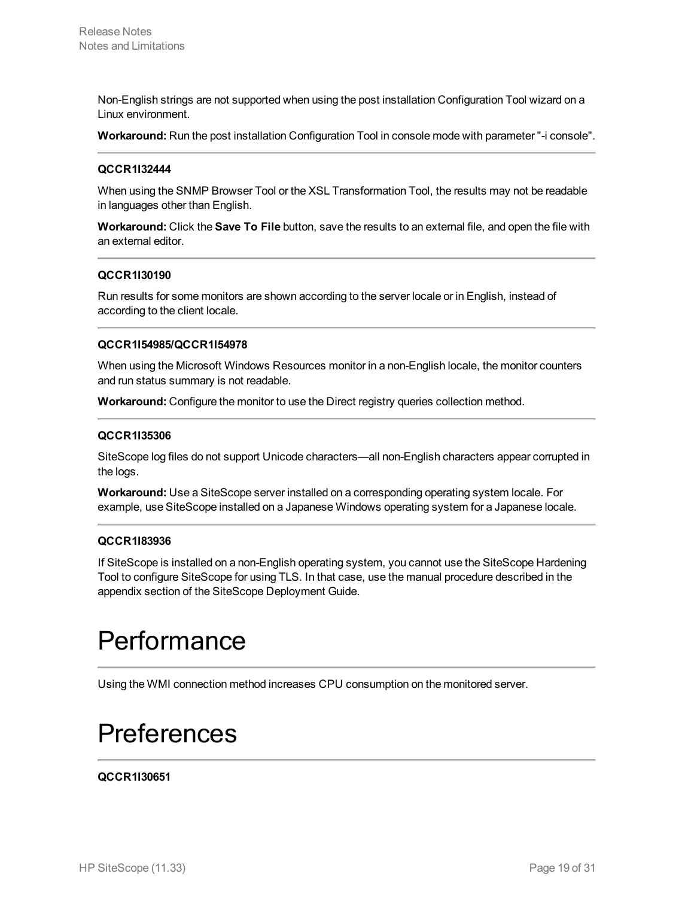Non-English strings are not supported when using the post installation Configuration Tool wizard on a Linux environment.

**Workaround:** Run the post installation Configuration Tool in console mode with parameter "-i console".

---

**QCCR1I32444**

When using the SNMP Browser Tool or the XSL Transformation Tool, the results may not be readable in languages other than English.

**Workaround:** Click the **Save To File** button, save the results to an external file, and open the file with an external editor.

---

**QCCR1I30190**

Run results for some monitors are shown according to the server locale or in English, instead of according to the client locale.

---

**QCCR1I54985/QCCR1I54978**

When using the Microsoft Windows Resources monitor in a non-English locale, the monitor counters and run status summary is not readable.

**Workaround:** Configure the monitor to use the Direct registry queries collection method.

---

**QCCR1I35306**

SiteScope log files do not support Unicode characters—all non-English characters appear corrupted in the logs.

**Workaround:** Use a SiteScope server installed on a corresponding operating system locale. For example, use SiteScope installed on a Japanese Windows operating system for a Japanese locale.

---

**QCCR1I83936**

If SiteScope is installed on a non-English operating system, you cannot use the SiteScope Hardening Tool to configure SiteScope for using TLS. In that case, use the manual procedure described in the appendix section of the SiteScope Deployment Guide.

# Performance

---

Using the WMI connection method increases CPU consumption on the monitored server.

# Preferences

---

**QCCR1I30651**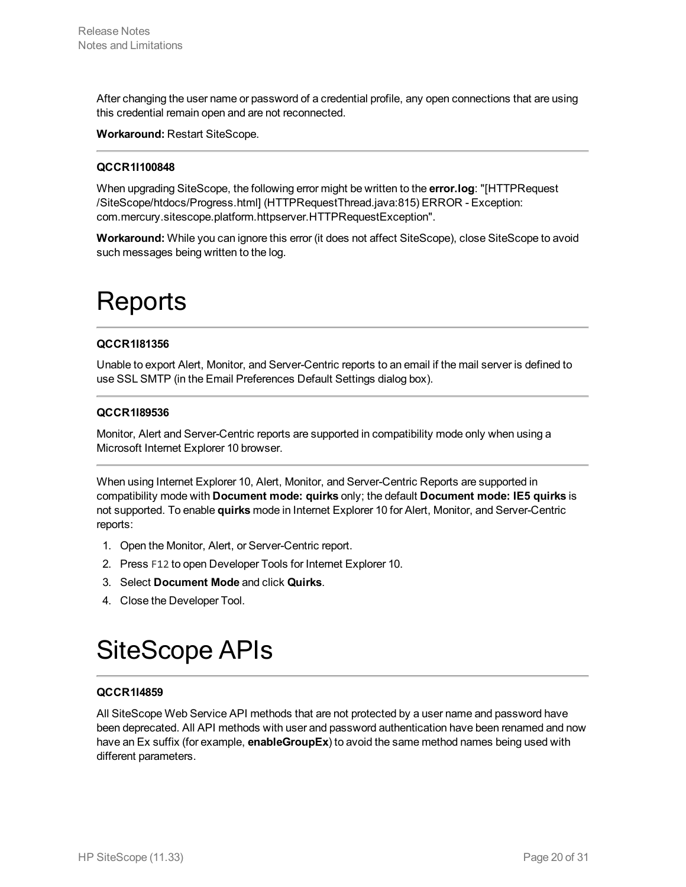After changing the user name or password of a credential profile, any open connections that are using this credential remain open and are not reconnected.

**Workaround:** Restart SiteScope.

---

**QCCR1I100848**

When upgrading SiteScope, the following error might be written to the **error.log**: "[HTTPRequest /SiteScope/htdocs/Progress.html] (HTTPRequestThread.java:815) ERROR - Exception: com.mercury.sitescope.platform.httpserver.HTTPRequestException".

**Workaround:** While you can ignore this error (it does not affect SiteScope), close SiteScope to avoid such messages being written to the log.

# Reports

---

**QCCR1I81356**

Unable to export Alert, Monitor, and Server-Centric reports to an email if the mail server is defined to use SSL SMTP (in the Email Preferences Default Settings dialog box).

---

**QCCR1I89536**

Monitor, Alert and Server-Centric reports are supported in compatibility mode only when using a Microsoft Internet Explorer 10 browser.

---

When using Internet Explorer 10, Alert, Monitor, and Server-Centric Reports are supported in compatibility mode with **Document mode: quirks** only; the default **Document mode: IE5 quirks** is not supported. To enable **quirks** mode in Internet Explorer 10 for Alert, Monitor, and Server-Centric reports:

1. Open the Monitor, Alert, or Server-Centric report.
2. Press `F12` to open Developer Tools for Internet Explorer 10.
3. Select **Document Mode** and click **Quirks**.
4. Close the Developer Tool.

# SiteScope APIs

---

**QCCR1I4859**

All SiteScope Web Service API methods that are not protected by a user name and password have been deprecated. All API methods with user and password authentication have been renamed and now have an Ex suffix (for example, **enableGroupEx**) to avoid the same method names being used with different parameters.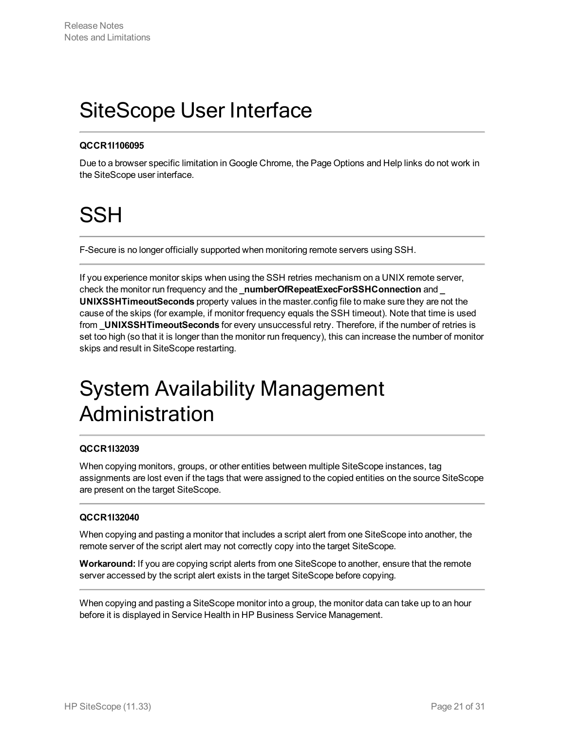# SiteScope User Interface

---

**QCCR1I106095**

Due to a browser specific limitation in Google Chrome, the Page Options and Help links do not work in the SiteScope user interface.

# SSH

---

F-Secure is no longer officially supported when monitoring remote servers using SSH.

---

If you experience monitor skips when using the SSH retries mechanism on a UNIX remote server, check the monitor run frequency and the **_numberOfRepeatExecForSSHConnection** and **_UNIXSSHTimeoutSeconds** property values in the master.config file to make sure they are not the cause of the skips (for example, if monitor frequency equals the SSH timeout). Note that time is used from **_UNIXSSHTimeoutSeconds** for every unsuccessful retry. Therefore, if the number of retries is set too high (so that it is longer than the monitor run frequency), this can increase the number of monitor skips and result in SiteScope restarting.

# System Availability Management Administration

---

**QCCR1I32039**

When copying monitors, groups, or other entities between multiple SiteScope instances, tag assignments are lost even if the tags that were assigned to the copied entities on the source SiteScope are present on the target SiteScope.

---

**QCCR1I32040**

When copying and pasting a monitor that includes a script alert from one SiteScope into another, the remote server of the script alert may not correctly copy into the target SiteScope.

**Workaround:** If you are copying script alerts from one SiteScope to another, ensure that the remote server accessed by the script alert exists in the target SiteScope before copying.

---

When copying and pasting a SiteScope monitor into a group, the monitor data can take up to an hour before it is displayed in Service Health in HP Business Service Management.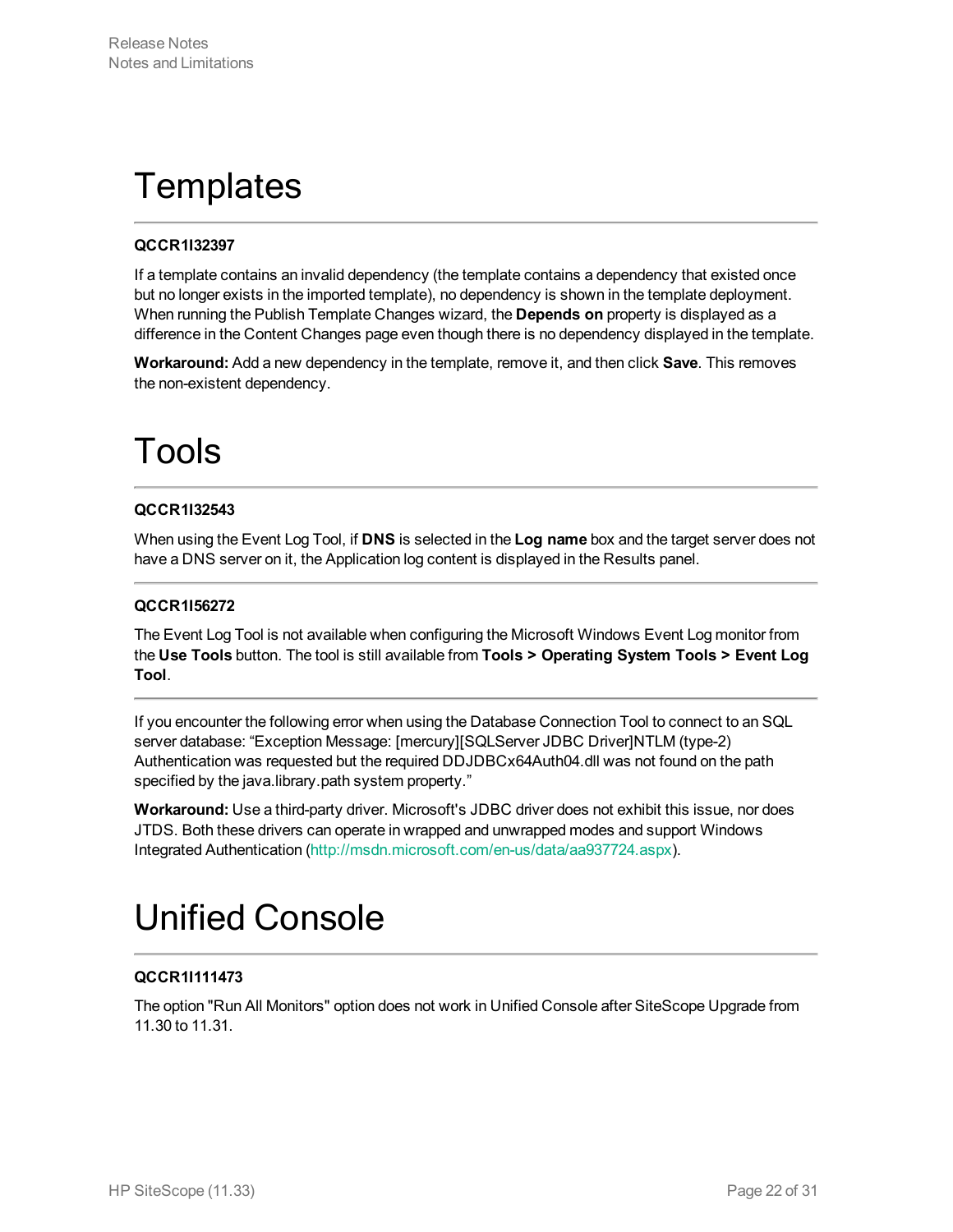# Templates

**QCCR1I32397**

If a template contains an invalid dependency (the template contains a dependency that existed once but no longer exists in the imported template), no dependency is shown in the template deployment. When running the Publish Template Changes wizard, the **Depends on** property is displayed as a difference in the Content Changes page even though there is no dependency displayed in the template.

**Workaround:** Add a new dependency in the template, remove it, and then click **Save**. This removes the non-existent dependency.

# Tools

**QCCR1I32543**

When using the Event Log Tool, if **DNS** is selected in the **Log name** box and the target server does not have a DNS server on it, the Application log content is displayed in the Results panel.

**QCCR1I56272**

The Event Log Tool is not available when configuring the Microsoft Windows Event Log monitor from the **Use Tools** button. The tool is still available from **Tools > Operating System Tools > Event Log Tool**.

If you encounter the following error when using the Database Connection Tool to connect to an SQL server database: “Exception Message: [mercury][SQLServer JDBC Driver]NTLM (type-2) Authentication was requested but the required DDJDBCx64Auth04.dll was not found on the path specified by the java.library.path system property.”

**Workaround:** Use a third-party driver. Microsoft's JDBC driver does not exhibit this issue, nor does JTDS. Both these drivers can operate in wrapped and unwrapped modes and support Windows Integrated Authentication (http://msdn.microsoft.com/en-us/data/aa937724.aspx).

# Unified Console

**QCCR1I111473**

The option "Run All Monitors" option does not work in Unified Console after SiteScope Upgrade from 11.30 to 11.31.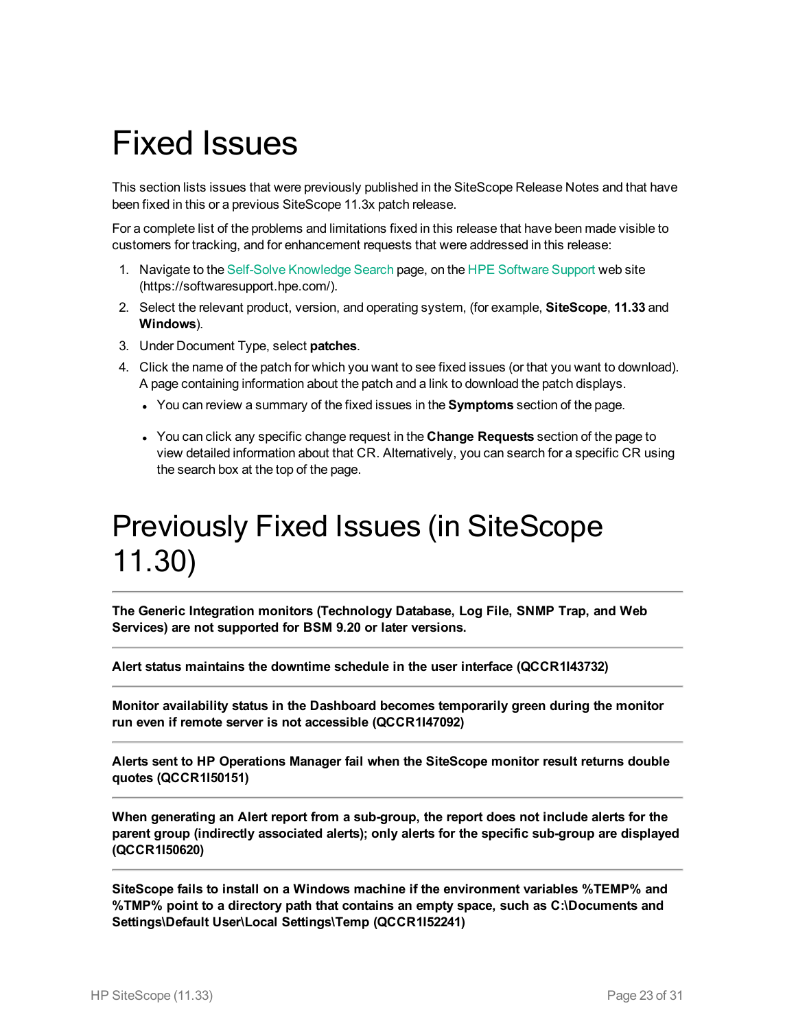# Fixed Issues

This section lists issues that were previously published in the SiteScope Release Notes and that have been fixed in this or a previous SiteScope 11.3x patch release.

For a complete list of the problems and limitations fixed in this release that have been made visible to customers for tracking, and for enhancement requests that were addressed in this release:

1. Navigate to the Self-Solve Knowledge Search page, on the HPE Software Support web site (https://softwaresupport.hpe.com/).
2. Select the relevant product, version, and operating system, (for example, **SiteScope**, **11.33** and **Windows**).
3. Under Document Type, select **patches**.
4. Click the name of the patch for which you want to see fixed issues (or that you want to download). A page containing information about the patch and a link to download the patch displays.
   - You can review a summary of the fixed issues in the **Symptoms** section of the page.
   - You can click any specific change request in the **Change Requests** section of the page to view detailed information about that CR. Alternatively, you can search for a specific CR using the search box at the top of the page.

# Previously Fixed Issues (in SiteScope 11.30)

---

**The Generic Integration monitors (Technology Database, Log File, SNMP Trap, and Web Services) are not supported for BSM 9.20 or later versions.**

---

**Alert status maintains the downtime schedule in the user interface (QCCR1I43732)**

---

**Monitor availability status in the Dashboard becomes temporarily green during the monitor run even if remote server is not accessible (QCCR1I47092)**

---

**Alerts sent to HP Operations Manager fail when the SiteScope monitor result returns double quotes (QCCR1I50151)**

---

**When generating an Alert report from a sub-group, the report does not include alerts for the parent group (indirectly associated alerts); only alerts for the specific sub-group are displayed (QCCR1I50620)**

---

**SiteScope fails to install on a Windows machine if the environment variables %TEMP% and %TMP% point to a directory path that contains an empty space, such as C:\Documents and Settings\Default User\Local Settings\Temp (QCCR1I52241)**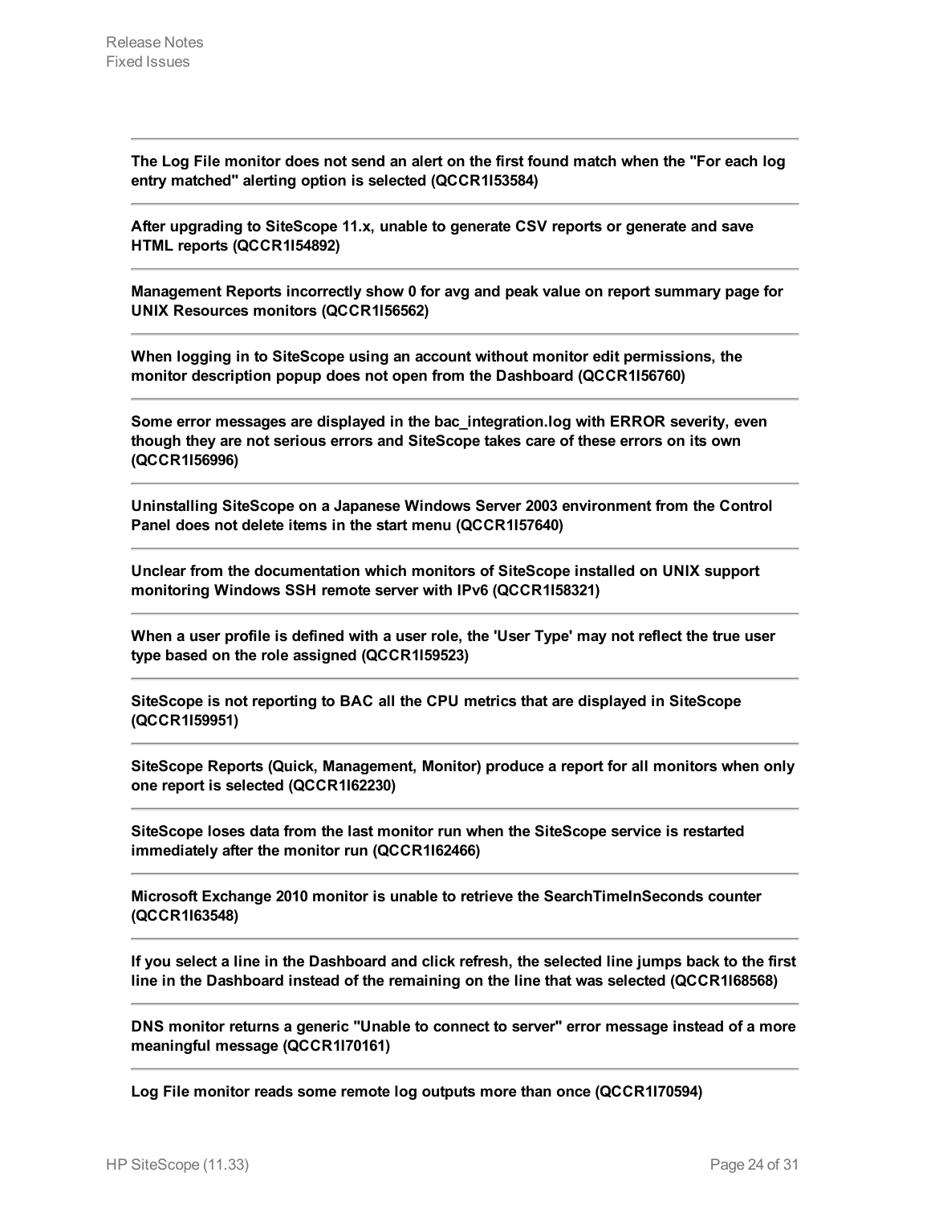**The Log File monitor does not send an alert on the first found match when the "For each log entry matched" alerting option is selected (QCCR1I53584)**

**After upgrading to SiteScope 11.x, unable to generate CSV reports or generate and save HTML reports (QCCR1I54892)**

**Management Reports incorrectly show 0 for avg and peak value on report summary page for UNIX Resources monitors (QCCR1I56562)**

**When logging in to SiteScope using an account without monitor edit permissions, the monitor description popup does not open from the Dashboard (QCCR1I56760)**

**Some error messages are displayed in the bac_integration.log with ERROR severity, even though they are not serious errors and SiteScope takes care of these errors on its own (QCCR1I56996)**

**Uninstalling SiteScope on a Japanese Windows Server 2003 environment from the Control Panel does not delete items in the start menu (QCCR1I57640)**

**Unclear from the documentation which monitors of SiteScope installed on UNIX support monitoring Windows SSH remote server with IPv6 (QCCR1I58321)**

**When a user profile is defined with a user role, the 'User Type' may not reflect the true user type based on the role assigned (QCCR1I59523)**

**SiteScope is not reporting to BAC all the CPU metrics that are displayed in SiteScope (QCCR1I59951)**

**SiteScope Reports (Quick, Management, Monitor) produce a report for all monitors when only one report is selected (QCCR1I62230)**

**SiteScope loses data from the last monitor run when the SiteScope service is restarted immediately after the monitor run (QCCR1I62466)**

**Microsoft Exchange 2010 monitor is unable to retrieve the SearchTimeInSeconds counter (QCCR1I63548)**

**If you select a line in the Dashboard and click refresh, the selected line jumps back to the first line in the Dashboard instead of the remaining on the line that was selected (QCCR1I68568)**

**DNS monitor returns a generic "Unable to connect to server" error message instead of a more meaningful message (QCCR1I70161)**

**Log File monitor reads some remote log outputs more than once (QCCR1I70594)**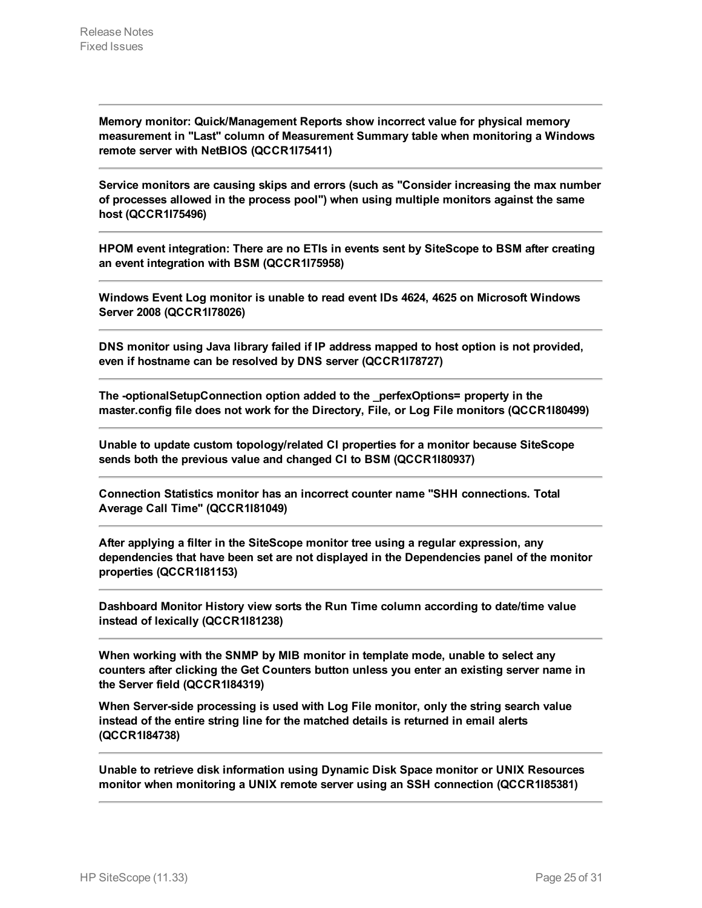**Memory monitor: Quick/Management Reports show incorrect value for physical memory measurement in "Last" column of Measurement Summary table when monitoring a Windows remote server with NetBIOS (QCCR1I75411)**

---

**Service monitors are causing skips and errors (such as "Consider increasing the max number of processes allowed in the process pool") when using multiple monitors against the same host (QCCR1I75496)**

---

**HPOM event integration: There are no ETIs in events sent by SiteScope to BSM after creating an event integration with BSM (QCCR1I75958)**

---

**Windows Event Log monitor is unable to read event IDs 4624, 4625 on Microsoft Windows Server 2008 (QCCR1I78026)**

---

**DNS monitor using Java library failed if IP address mapped to host option is not provided, even if hostname can be resolved by DNS server (QCCR1I78727)**

---

**The -optionalSetupConnection option added to the _perfexOptions= property in the master.config file does not work for the Directory, File, or Log File monitors (QCCR1I80499)**

---

**Unable to update custom topology/related CI properties for a monitor because SiteScope sends both the previous value and changed CI to BSM (QCCR1I80937)**

---

**Connection Statistics monitor has an incorrect counter name "SHH connections. Total Average Call Time" (QCCR1I81049)**

---

**After applying a filter in the SiteScope monitor tree using a regular expression, any dependencies that have been set are not displayed in the Dependencies panel of the monitor properties (QCCR1I81153)**

---

**Dashboard Monitor History view sorts the Run Time column according to date/time value instead of lexically (QCCR1I81238)**

---

**When working with the SNMP by MIB monitor in template mode, unable to select any counters after clicking the Get Counters button unless you enter an existing server name in the Server field (QCCR1I84319)**

**When Server-side processing is used with Log File monitor, only the string search value instead of the entire string line for the matched details is returned in email alerts (QCCR1I84738)**

---

**Unable to retrieve disk information using Dynamic Disk Space monitor or UNIX Resources monitor when monitoring a UNIX remote server using an SSH connection (QCCR1I85381)**

---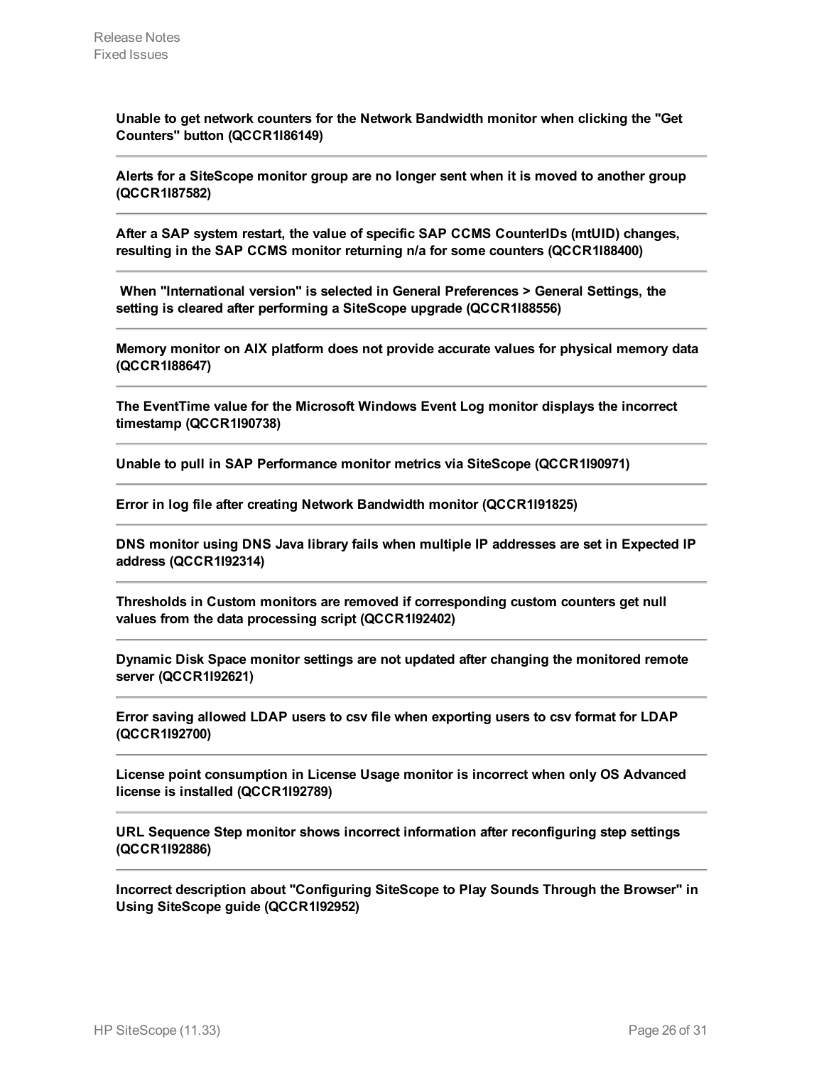**Unable to get network counters for the Network Bandwidth monitor when clicking the "Get Counters" button (QCCR1I86149)**

---

**Alerts for a SiteScope monitor group are no longer sent when it is moved to another group (QCCR1I87582)**

---

**After a SAP system restart, the value of specific SAP CCMS CounterIDs (mtUID) changes, resulting in the SAP CCMS monitor returning n/a for some counters (QCCR1I88400)**

---

**When "International version" is selected in General Preferences > General Settings, the setting is cleared after performing a SiteScope upgrade (QCCR1I88556)**

---

**Memory monitor on AIX platform does not provide accurate values for physical memory data (QCCR1I88647)**

---

**The EventTime value for the Microsoft Windows Event Log monitor displays the incorrect timestamp (QCCR1I90738)**

---

**Unable to pull in SAP Performance monitor metrics via SiteScope (QCCR1I90971)**

---

**Error in log file after creating Network Bandwidth monitor (QCCR1I91825)**

---

**DNS monitor using DNS Java library fails when multiple IP addresses are set in Expected IP address (QCCR1I92314)**

---

**Thresholds in Custom monitors are removed if corresponding custom counters get null values from the data processing script (QCCR1I92402)**

---

**Dynamic Disk Space monitor settings are not updated after changing the monitored remote server (QCCR1I92621)**

---

**Error saving allowed LDAP users to csv file when exporting users to csv format for LDAP (QCCR1I92700)**

---

**License point consumption in License Usage monitor is incorrect when only OS Advanced license is installed (QCCR1I92789)**

---

**URL Sequence Step monitor shows incorrect information after reconfiguring step settings (QCCR1I92886)**

---

**Incorrect description about "Configuring SiteScope to Play Sounds Through the Browser" in Using SiteScope guide (QCCR1I92952)**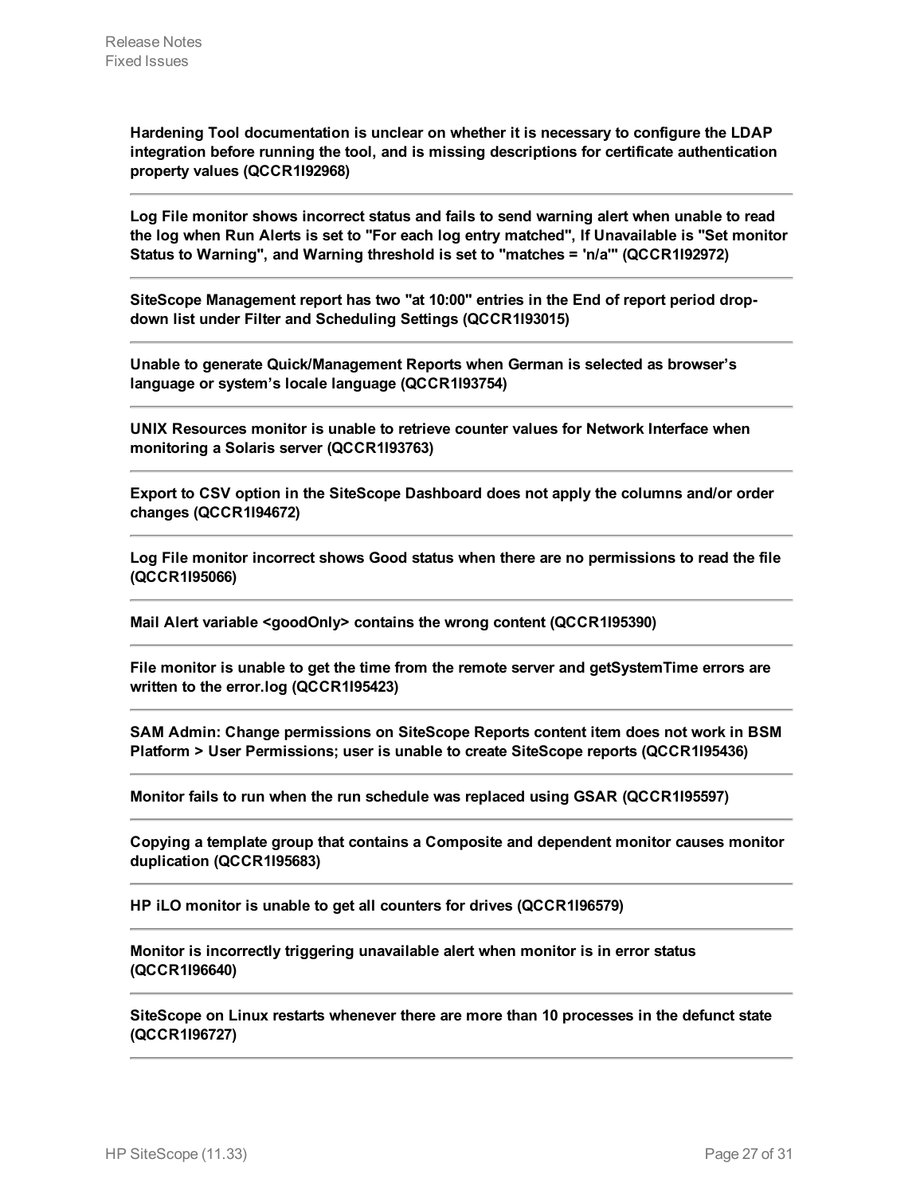**Hardening Tool documentation is unclear on whether it is necessary to configure the LDAP integration before running the tool, and is missing descriptions for certificate authentication property values (QCCR1I92968)**

---

**Log File monitor shows incorrect status and fails to send warning alert when unable to read the log when Run Alerts is set to "For each log entry matched", If Unavailable is "Set monitor Status to Warning", and Warning threshold is set to "matches = 'n/a'" (QCCR1I92972)**

---

**SiteScope Management report has two "at 10:00" entries in the End of report period drop-down list under Filter and Scheduling Settings (QCCR1I93015)**

---

**Unable to generate Quick/Management Reports when German is selected as browser's language or system's locale language (QCCR1I93754)**

---

**UNIX Resources monitor is unable to retrieve counter values for Network Interface when monitoring a Solaris server (QCCR1I93763)**

---

**Export to CSV option in the SiteScope Dashboard does not apply the columns and/or order changes (QCCR1I94672)**

---

**Log File monitor incorrect shows Good status when there are no permissions to read the file (QCCR1I95066)**

---

**Mail Alert variable <goodOnly> contains the wrong content (QCCR1I95390)**

---

**File monitor is unable to get the time from the remote server and getSystemTime errors are written to the error.log (QCCR1I95423)**

---

**SAM Admin: Change permissions on SiteScope Reports content item does not work in BSM Platform > User Permissions; user is unable to create SiteScope reports (QCCR1I95436)**

---

**Monitor fails to run when the run schedule was replaced using GSAR (QCCR1I95597)**

---

**Copying a template group that contains a Composite and dependent monitor causes monitor duplication (QCCR1I95683)**

---

**HP iLO monitor is unable to get all counters for drives (QCCR1I96579)**

---

**Monitor is incorrectly triggering unavailable alert when monitor is in error status (QCCR1I96640)**

---

**SiteScope on Linux restarts whenever there are more than 10 processes in the defunct state (QCCR1I96727)**

---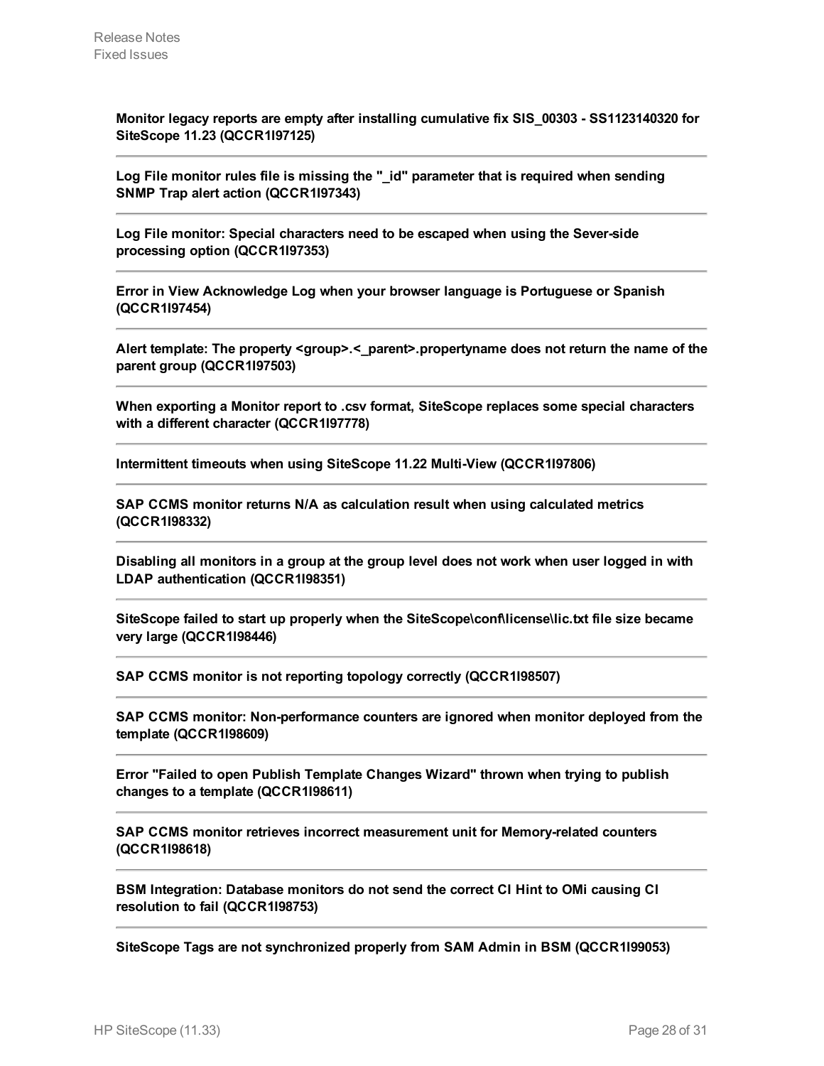**Monitor legacy reports are empty after installing cumulative fix SIS_00303 - SS1123140320 for SiteScope 11.23 (QCCR1I97125)**

---

**Log File monitor rules file is missing the "_id" parameter that is required when sending SNMP Trap alert action (QCCR1I97343)**

---

**Log File monitor: Special characters need to be escaped when using the Sever-side processing option (QCCR1I97353)**

---

**Error in View Acknowledge Log when your browser language is Portuguese or Spanish (QCCR1I97454)**

---

**Alert template: The property <group>.<_parent>.propertyname does not return the name of the parent group (QCCR1I97503)**

---

**When exporting a Monitor report to .csv format, SiteScope replaces some special characters with a different character (QCCR1I97778)**

---

**Intermittent timeouts when using SiteScope 11.22 Multi-View (QCCR1I97806)**

---

**SAP CCMS monitor returns N/A as calculation result when using calculated metrics (QCCR1I98332)**

---

**Disabling all monitors in a group at the group level does not work when user logged in with LDAP authentication (QCCR1I98351)**

---

**SiteScope failed to start up properly when the SiteScope\conf\license\lic.txt file size became very large (QCCR1I98446)**

---

**SAP CCMS monitor is not reporting topology correctly (QCCR1I98507)**

---

**SAP CCMS monitor: Non-performance counters are ignored when monitor deployed from the template (QCCR1I98609)**

---

**Error "Failed to open Publish Template Changes Wizard" thrown when trying to publish changes to a template (QCCR1I98611)**

---

**SAP CCMS monitor retrieves incorrect measurement unit for Memory-related counters (QCCR1I98618)**

---

**BSM Integration: Database monitors do not send the correct CI Hint to OMi causing CI resolution to fail (QCCR1I98753)**

---

**SiteScope Tags are not synchronized properly from SAM Admin in BSM (QCCR1I99053)**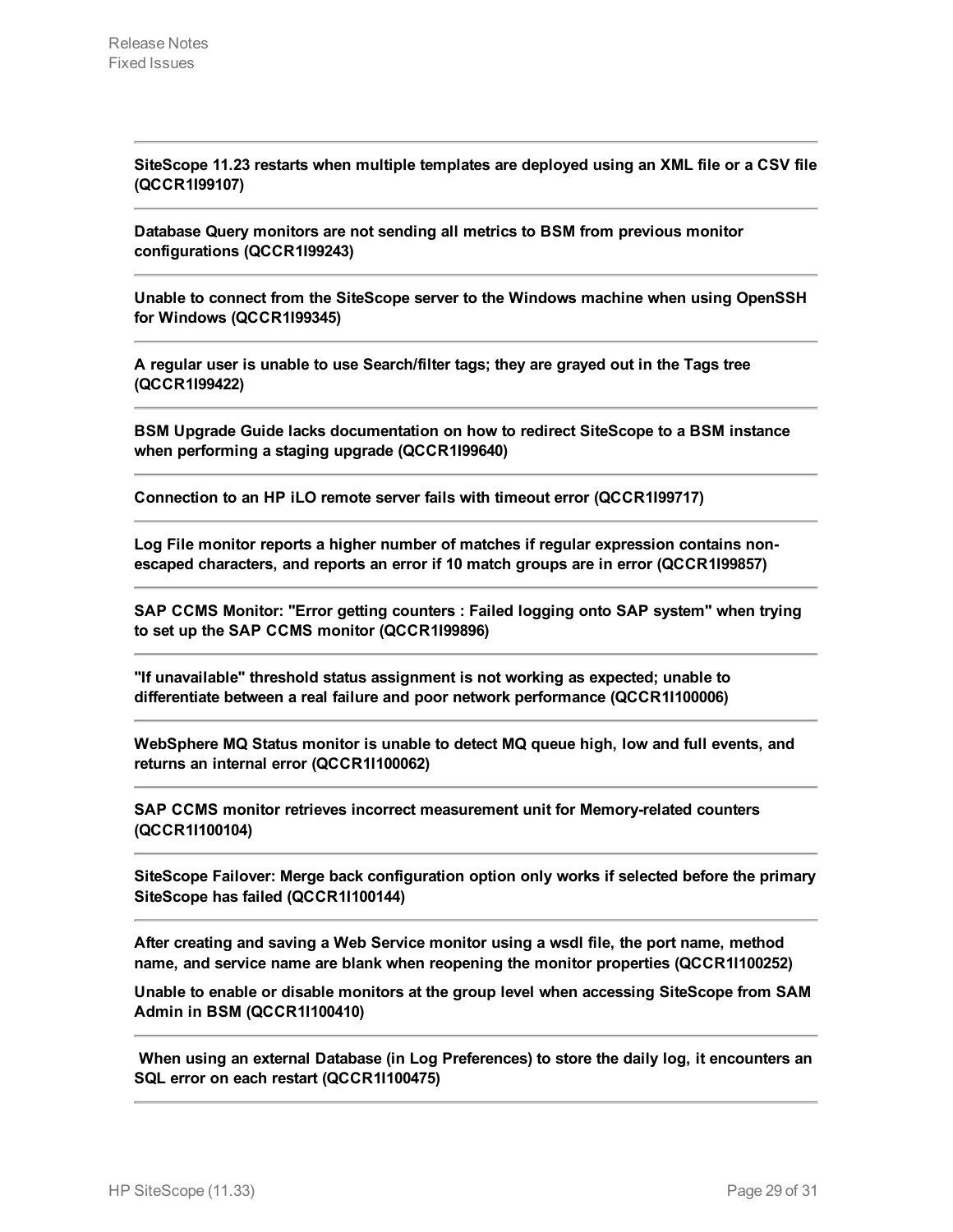**SiteScope 11.23 restarts when multiple templates are deployed using an XML file or a CSV file (QCCR1I99107)**

---

**Database Query monitors are not sending all metrics to BSM from previous monitor configurations (QCCR1I99243)**

---

**Unable to connect from the SiteScope server to the Windows machine when using OpenSSH for Windows (QCCR1I99345)**

---

**A regular user is unable to use Search/filter tags; they are grayed out in the Tags tree (QCCR1I99422)**

---

**BSM Upgrade Guide lacks documentation on how to redirect SiteScope to a BSM instance when performing a staging upgrade (QCCR1I99640)**

---

**Connection to an HP iLO remote server fails with timeout error (QCCR1I99717)**

---

**Log File monitor reports a higher number of matches if regular expression contains non-escaped characters, and reports an error if 10 match groups are in error (QCCR1I99857)**

---

**SAP CCMS Monitor: "Error getting counters : Failed logging onto SAP system" when trying to set up the SAP CCMS monitor (QCCR1I99896)**

---

**"If unavailable" threshold status assignment is not working as expected; unable to differentiate between a real failure and poor network performance (QCCR1I100006)**

---

**WebSphere MQ Status monitor is unable to detect MQ queue high, low and full events, and returns an internal error (QCCR1I100062)**

---

**SAP CCMS monitor retrieves incorrect measurement unit for Memory-related counters (QCCR1I100104)**

---

**SiteScope Failover: Merge back configuration option only works if selected before the primary SiteScope has failed (QCCR1I100144)**

---

**After creating and saving a Web Service monitor using a wsdl file, the port name, method name, and service name are blank when reopening the monitor properties (QCCR1I100252)**

**Unable to enable or disable monitors at the group level when accessing SiteScope from SAM Admin in BSM (QCCR1I100410)**

---

**When using an external Database (in Log Preferences) to store the daily log, it encounters an SQL error on each restart (QCCR1I100475)**

---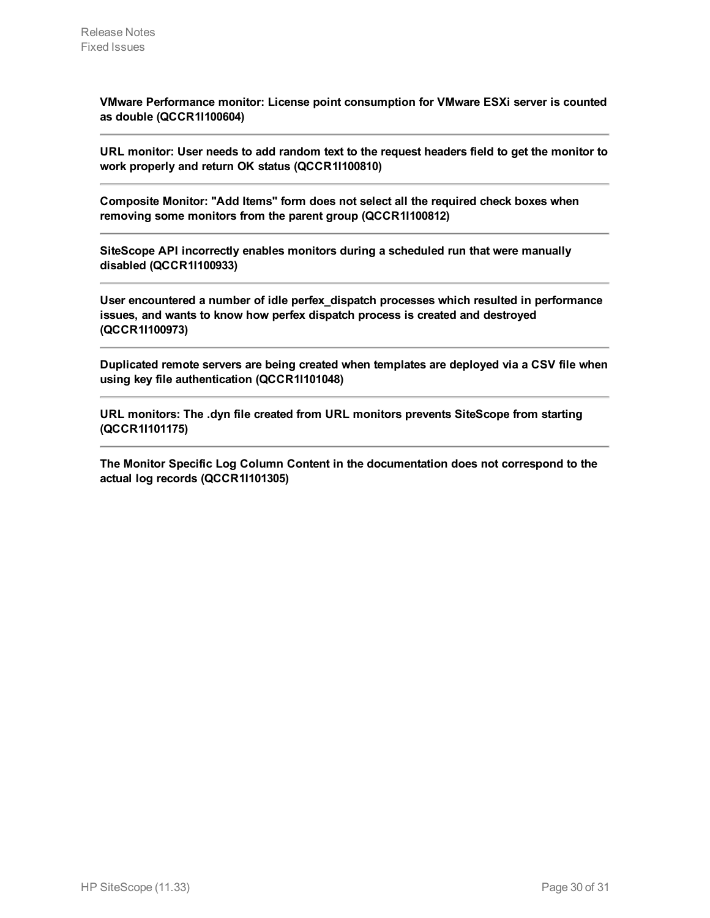**VMware Performance monitor: License point consumption for VMware ESXi server is counted as double (QCCR1I100604)**

---

**URL monitor: User needs to add random text to the request headers field to get the monitor to work properly and return OK status (QCCR1I100810)**

---

**Composite Monitor: "Add Items" form does not select all the required check boxes when removing some monitors from the parent group (QCCR1I100812)**

---

**SiteScope API incorrectly enables monitors during a scheduled run that were manually disabled (QCCR1I100933)**

---

**User encountered a number of idle perfex_dispatch processes which resulted in performance issues, and wants to know how perfex dispatch process is created and destroyed (QCCR1I100973)**

---

**Duplicated remote servers are being created when templates are deployed via a CSV file when using key file authentication (QCCR1I101048)**

---

**URL monitors: The .dyn file created from URL monitors prevents SiteScope from starting (QCCR1I101175)**

---

**The Monitor Specific Log Column Content in the documentation does not correspond to the actual log records (QCCR1I101305)**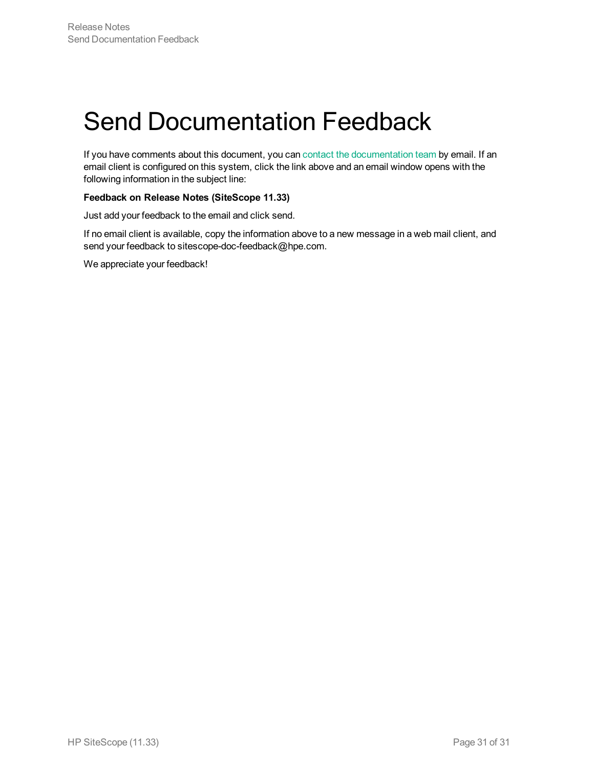# Send Documentation Feedback

If you have comments about this document, you can contact the documentation team by email. If an email client is configured on this system, click the link above and an email window opens with the following information in the subject line:

**Feedback on Release Notes (SiteScope 11.33)**

Just add your feedback to the email and click send.

If no email client is available, copy the information above to a new message in a web mail client, and send your feedback to sitescope-doc-feedback@hpe.com.

We appreciate your feedback!